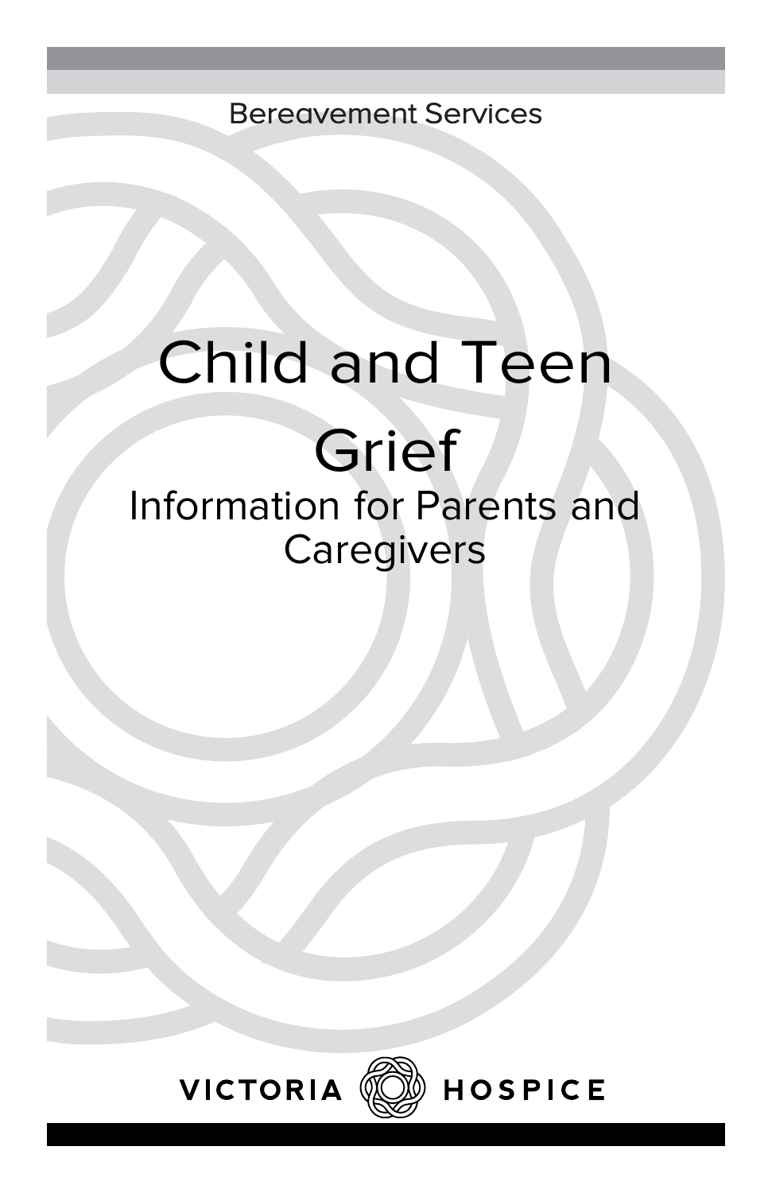Bereavement Services

# Child and Teen Grief

## Information for Parents and Caregivers

VICTORIA HOSPICE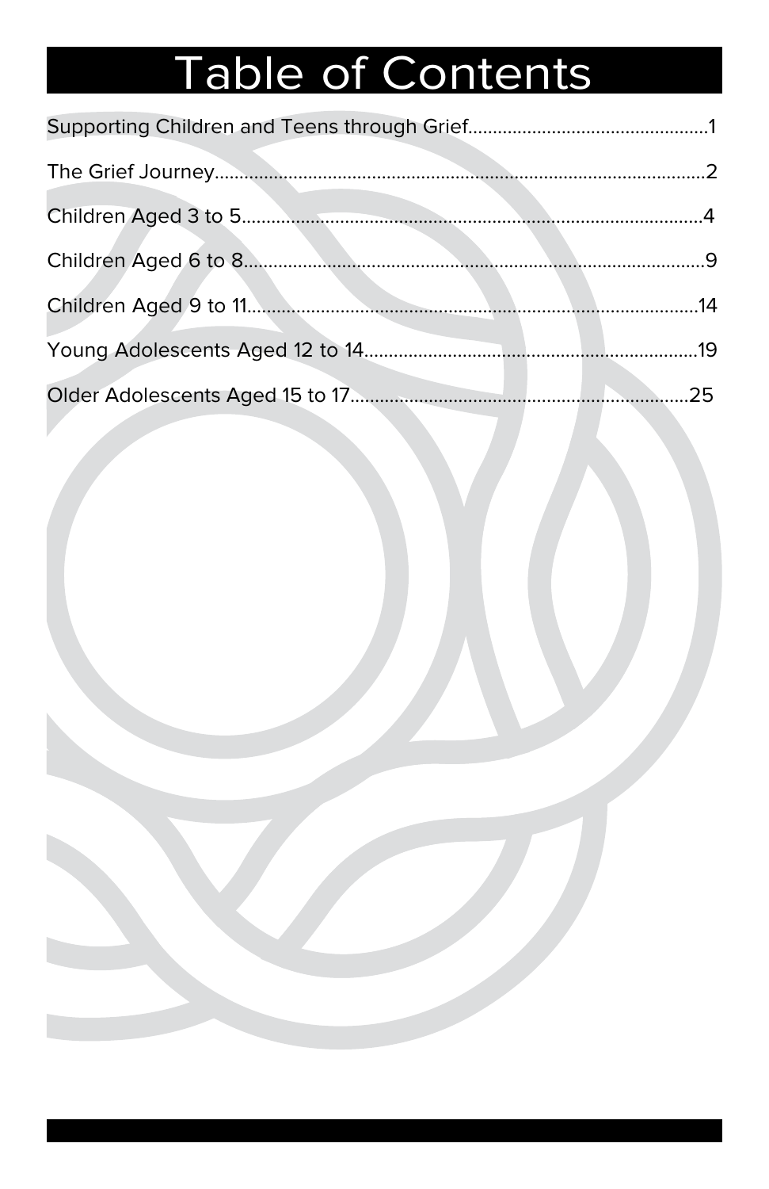# Table of Contents

Supporting Children and Teens through Grief.................................................1

The Grief Journey....................................................................................................2

Children Aged 3 to 5..............................................................................................4

Children Aged 6 to 8..............................................................................................9

Children Aged 9 to 11...........................................................................................14

Young Adolescents Aged 12 to 14....................................................................19

Older Adolescents Aged 15 to 17.....................................................................25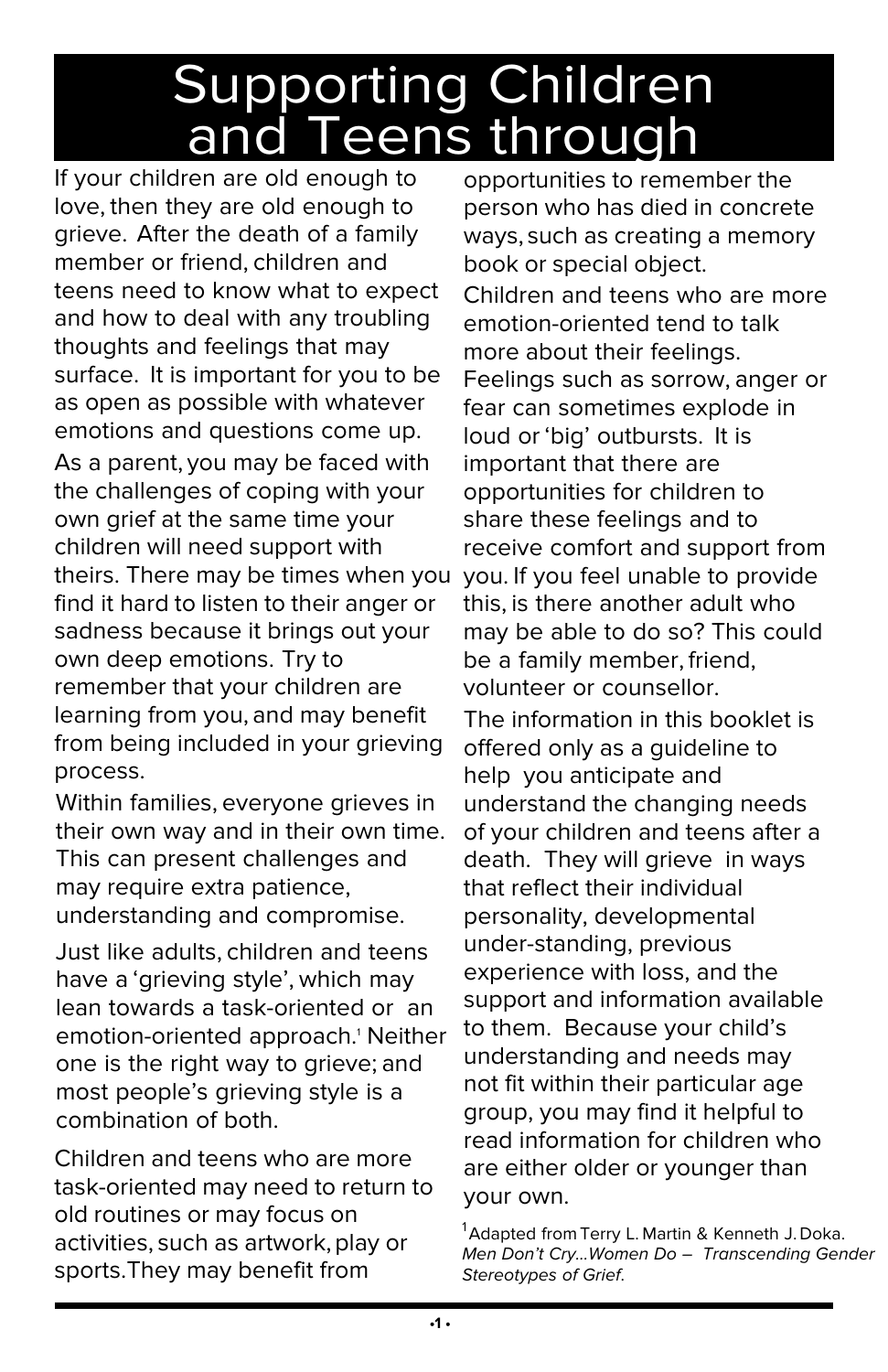# Supporting Children and Teens through

If your children are old enough to love, then they are old enough to grieve. After the death of a family member or friend, children and teens need to know what to expect and how to deal with any troubling thoughts and feelings that may surface. It is important for you to be as open as possible with whatever emotions and questions come up.

As a parent, you may be faced with the challenges of coping with your own grief at the same time your children will need support with theirs. There may be times when you find it hard to listen to their anger or sadness because it brings out your own deep emotions. Try to remember that your children are learning from you, and may benefit from being included in your grieving process.

Within families, everyone grieves in their own way and in their own time. This can present challenges and may require extra patience, understanding and compromise.

Just like adults, children and teens have a 'grieving style', which may lean towards a task-oriented or an emotion-oriented approach.[1] Neither one is the right way to grieve; and most people's grieving style is a combination of both.

Children and teens who are more task-oriented may need to return to old routines or may focus on activities, such as artwork, play or sports.They may benefit from opportunities to remember the person who has died in concrete ways, such as creating a memory book or special object.

Children and teens who are more emotion-oriented tend to talk more about their feelings. Feelings such as sorrow, anger or fear can sometimes explode in loud or 'big' outbursts. It is important that there are opportunities for children to share these feelings and to receive comfort and support from you. If you feel unable to provide this, is there another adult who may be able to do so? This could be a family member, friend, volunteer or counsellor.

The information in this booklet is offered only as a guideline to help you anticipate and understand the changing needs of your children and teens after a death. They will grieve in ways that reflect their individual personality, developmental under-standing, previous experience with loss, and the support and information available to them. Because your child's understanding and needs may not fit within their particular age group, you may find it helpful to read information for children who are either older or younger than your own.

[1] Adapted from Terry L. Martin & Kenneth J. Doka. *Men Don't Cry...Women Do – Transcending Gender Stereotypes of Grief.*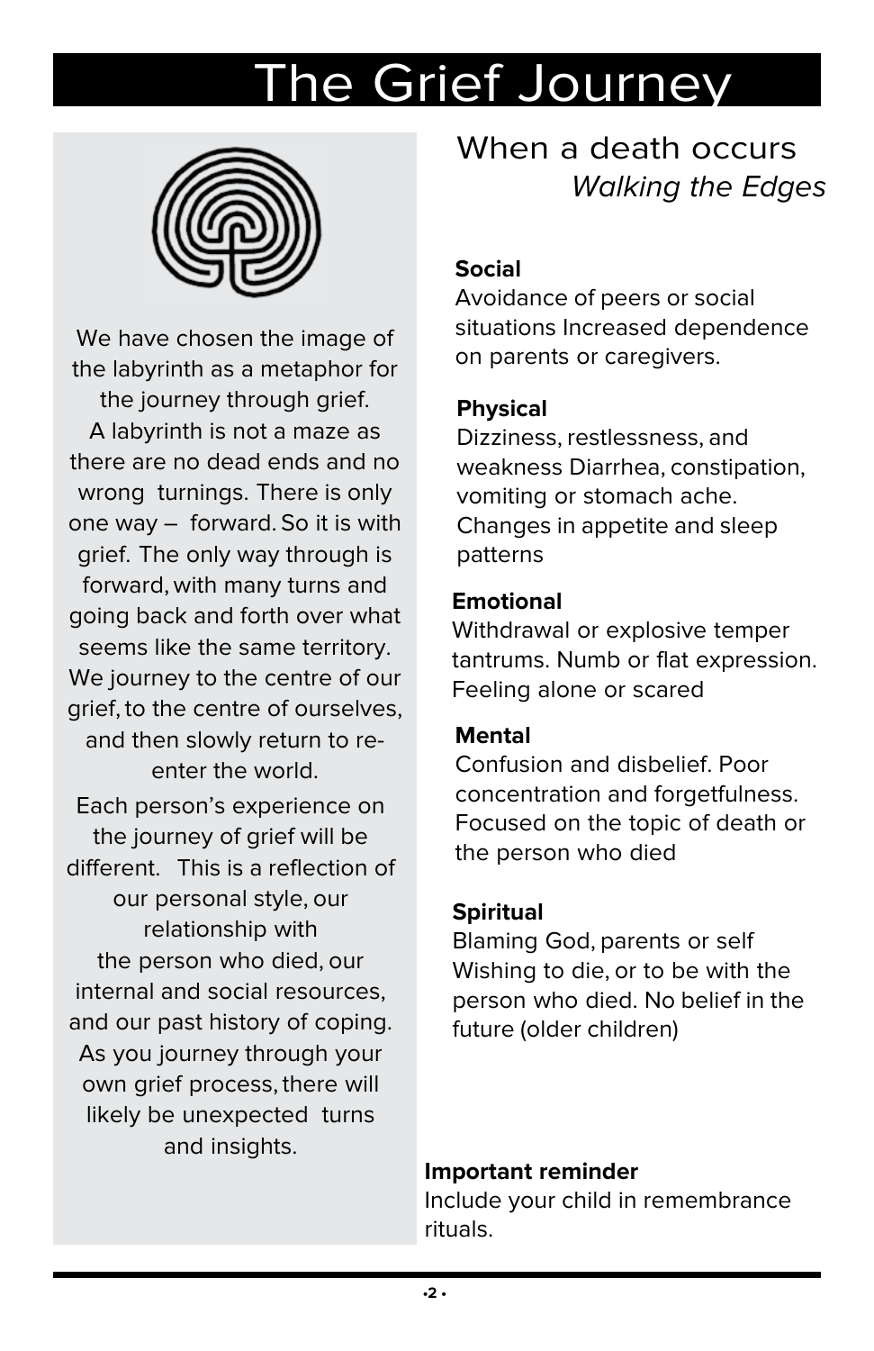# The Grief Journey

We have chosen the image of the labyrinth as a metaphor for the journey through grief. A labyrinth is not a maze as there are no dead ends and no wrong turnings. There is only one way – forward. So it is with grief. The only way through is forward, with many turns and going back and forth over what seems like the same territory. We journey to the centre of our grief, to the centre of ourselves, and then slowly return to re-enter the world.

Each person's experience on the journey of grief will be different. This is a reflection of our personal style, our relationship with the person who died, our internal and social resources, and our past history of coping. As you journey through your own grief process, there will likely be unexpected turns and insights.

## When a death occurs

*Walking the Edges*

**Social**
Avoidance of peers or social situations Increased dependence on parents or caregivers.

**Physical**
Dizziness, restlessness, and weakness Diarrhea, constipation, vomiting or stomach ache. Changes in appetite and sleep patterns

**Emotional**
Withdrawal or explosive temper tantrums. Numb or flat expression. Feeling alone or scared

**Mental**
Confusion and disbelief. Poor concentration and forgetfulness. Focused on the topic of death or the person who died

**Spiritual**
Blaming God, parents or self Wishing to die, or to be with the person who died. No belief in the future (older children)

**Important reminder**
Include your child in remembrance rituals.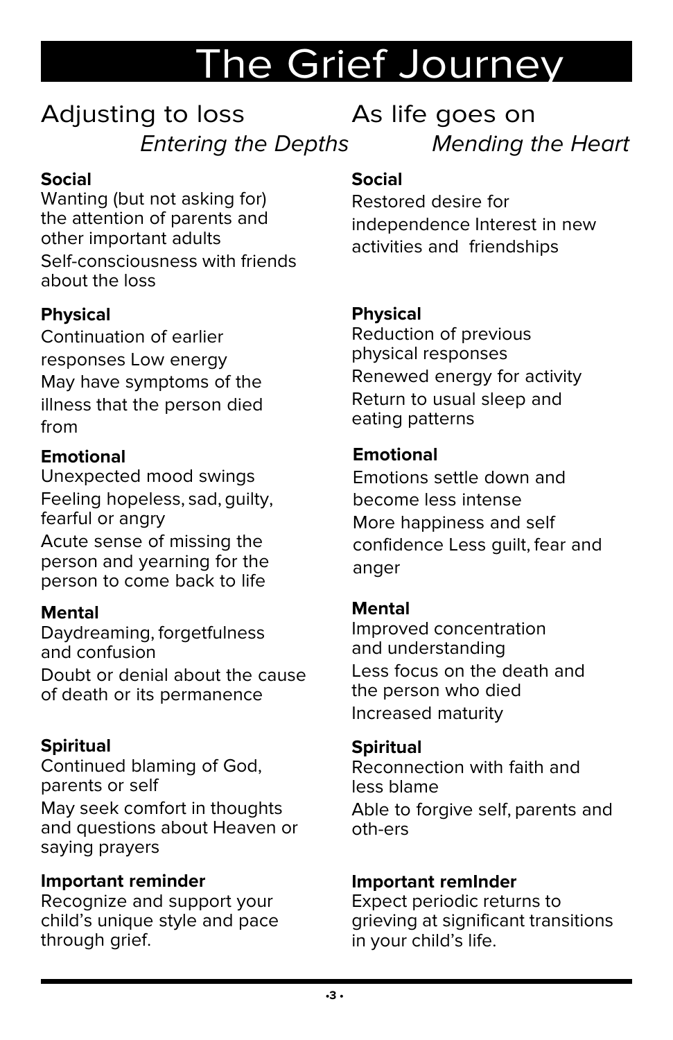# The Grief Journey

## Adjusting to loss

*Entering the Depths*

**Social**

Wanting (but not asking for) the attention of parents and other important adults

Self-consciousness with friends about the loss

**Physical**

Continuation of earlier responses Low energy

May have symptoms of the illness that the person died from

**Emotional**

Unexpected mood swings

Feeling hopeless, sad, guilty, fearful or angry

Acute sense of missing the person and yearning for the person to come back to life

**Mental**

Daydreaming, forgetfulness and confusion

Doubt or denial about the cause of death or its permanence

**Spiritual**

Continued blaming of God, parents or self

May seek comfort in thoughts and questions about Heaven or saying prayers

**Important reminder**

Recognize and support your child's unique style and pace through grief.

## As life goes on

*Mending the Heart*

**Social**

Restored desire for independence Interest in new activities and friendships

**Physical**

Reduction of previous physical responses

Renewed energy for activity

Return to usual sleep and eating patterns

**Emotional**

Emotions settle down and become less intense

More happiness and self confidence Less guilt, fear and anger

**Mental**

Improved concentration and understanding

Less focus on the death and the person who died

Increased maturity

**Spiritual**

Reconnection with faith and less blame

Able to forgive self, parents and oth-ers

**Important remInder**

Expect periodic returns to grieving at significant transitions in your child's life.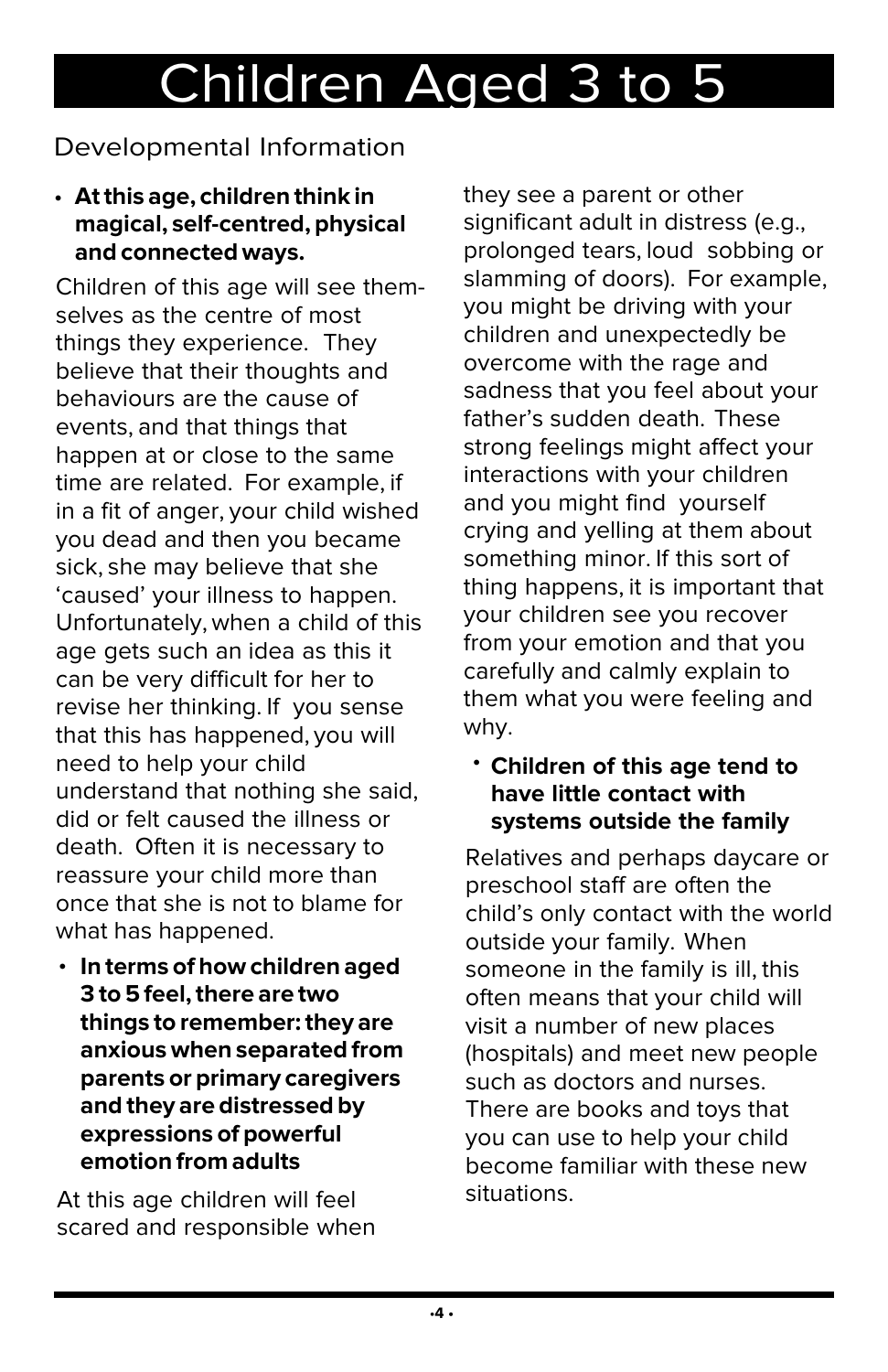# Children Aged 3 to 5

## Developmental Information

- **At this age, children think in magical, self-centred, physical and connected ways.**

Children of this age will see themselves as the centre of most things they experience. They believe that their thoughts and behaviours are the cause of events, and that things that happen at or close to the same time are related. For example, if in a fit of anger, your child wished you dead and then you became sick, she may believe that she 'caused' your illness to happen. Unfortunately, when a child of this age gets such an idea as this it can be very difficult for her to revise her thinking. If you sense that this has happened, you will need to help your child understand that nothing she said, did or felt caused the illness or death. Often it is necessary to reassure your child more than once that she is not to blame for what has happened.

- **In terms of how children aged 3 to 5 feel, there are two things to remember: they are anxious when separated from parents or primary caregivers and they are distressed by expressions of powerful emotion from adults**

At this age children will feel scared and responsible when they see a parent or other significant adult in distress (e.g., prolonged tears, loud sobbing or slamming of doors). For example, you might be driving with your children and unexpectedly be overcome with the rage and sadness that you feel about your father's sudden death. These strong feelings might affect your interactions with your children and you might find yourself crying and yelling at them about something minor. If this sort of thing happens, it is important that your children see you recover from your emotion and that you carefully and calmly explain to them what you were feeling and why.

- **Children of this age tend to have little contact with systems outside the family**

Relatives and perhaps daycare or preschool staff are often the child's only contact with the world outside your family. When someone in the family is ill, this often means that your child will visit a number of new places (hospitals) and meet new people such as doctors and nurses. There are books and toys that you can use to help your child become familiar with these new situations.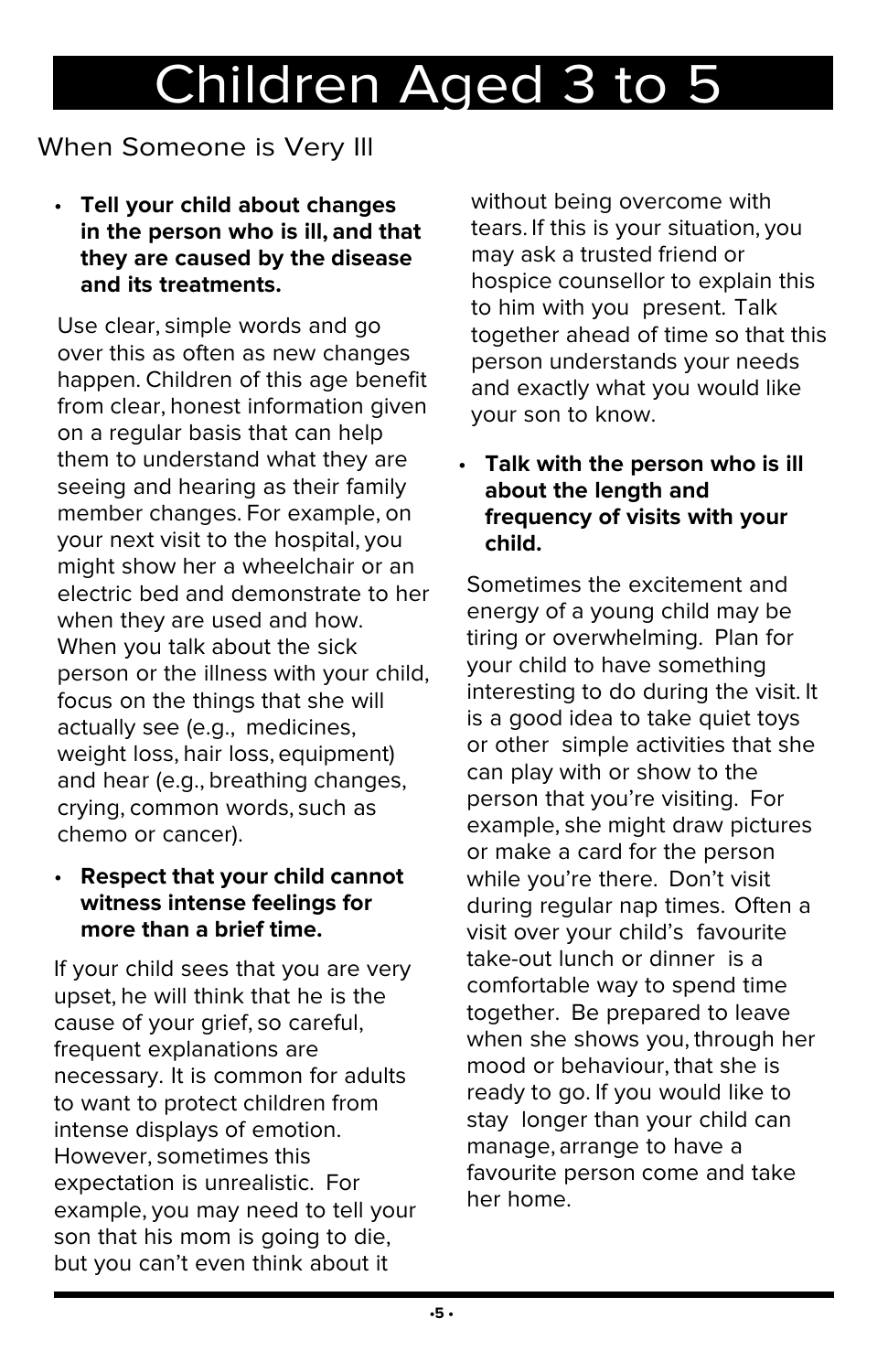# Children Aged 3 to 5

## When Someone is Very Ill

- **Tell your child about changes in the person who is ill, and that they are caused by the disease and its treatments.**

Use clear, simple words and go over this as often as new changes happen. Children of this age benefit from clear, honest information given on a regular basis that can help them to understand what they are seeing and hearing as their family member changes. For example, on your next visit to the hospital, you might show her a wheelchair or an electric bed and demonstrate to her when they are used and how. When you talk about the sick person or the illness with your child, focus on the things that she will actually see (e.g., medicines, weight loss, hair loss, equipment) and hear (e.g., breathing changes, crying, common words, such as chemo or cancer).

- **Respect that your child cannot witness intense feelings for more than a brief time.**

If your child sees that you are very upset, he will think that he is the cause of your grief, so careful, frequent explanations are necessary. It is common for adults to want to protect children from intense displays of emotion. However, sometimes this expectation is unrealistic. For example, you may need to tell your son that his mom is going to die, but you can't even think about it without being overcome with tears. If this is your situation, you may ask a trusted friend or hospice counsellor to explain this to him with you present. Talk together ahead of time so that this person understands your needs and exactly what you would like your son to know.

- **Talk with the person who is ill about the length and frequency of visits with your child.**

Sometimes the excitement and energy of a young child may be tiring or overwhelming. Plan for your child to have something interesting to do during the visit. It is a good idea to take quiet toys or other simple activities that she can play with or show to the person that you're visiting. For example, she might draw pictures or make a card for the person while you're there. Don't visit during regular nap times. Often a visit over your child's favourite take-out lunch or dinner is a comfortable way to spend time together. Be prepared to leave when she shows you, through her mood or behaviour, that she is ready to go. If you would like to stay longer than your child can manage, arrange to have a favourite person come and take her home.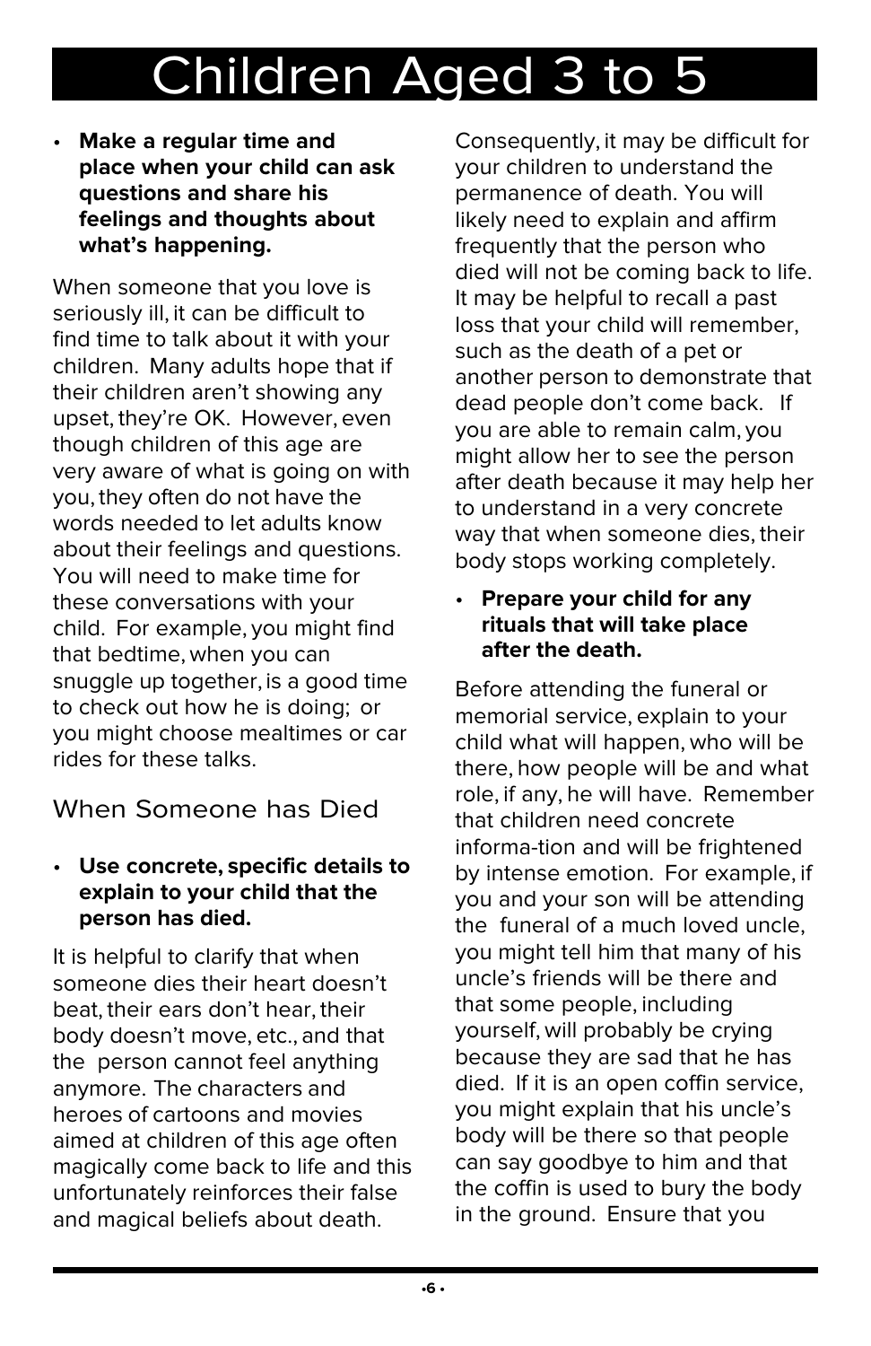# Children Aged 3 to 5

- **Make a regular time and place when your child can ask questions and share his feelings and thoughts about what's happening.**

When someone that you love is seriously ill, it can be difficult to find time to talk about it with your children. Many adults hope that if their children aren't showing any upset, they're OK. However, even though children of this age are very aware of what is going on with you, they often do not have the words needed to let adults know about their feelings and questions. You will need to make time for these conversations with your child. For example, you might find that bedtime, when you can snuggle up together, is a good time to check out how he is doing; or you might choose mealtimes or car rides for these talks.

## When Someone has Died

- **Use concrete, specific details to explain to your child that the person has died.**

It is helpful to clarify that when someone dies their heart doesn't beat, their ears don't hear, their body doesn't move, etc., and that the person cannot feel anything anymore. The characters and heroes of cartoons and movies aimed at children of this age often magically come back to life and this unfortunately reinforces their false and magical beliefs about death. Consequently, it may be difficult for your children to understand the permanence of death. You will likely need to explain and affirm frequently that the person who died will not be coming back to life. It may be helpful to recall a past loss that your child will remember, such as the death of a pet or another person to demonstrate that dead people don't come back. If you are able to remain calm, you might allow her to see the person after death because it may help her to understand in a very concrete way that when someone dies, their body stops working completely.

- **Prepare your child for any rituals that will take place after the death.**

Before attending the funeral or memorial service, explain to your child what will happen, who will be there, how people will be and what role, if any, he will have. Remember that children need concrete informa-tion and will be frightened by intense emotion. For example, if you and your son will be attending the funeral of a much loved uncle, you might tell him that many of his uncle's friends will be there and that some people, including yourself, will probably be crying because they are sad that he has died. If it is an open coffin service, you might explain that his uncle's body will be there so that people can say goodbye to him and that the coffin is used to bury the body in the ground. Ensure that you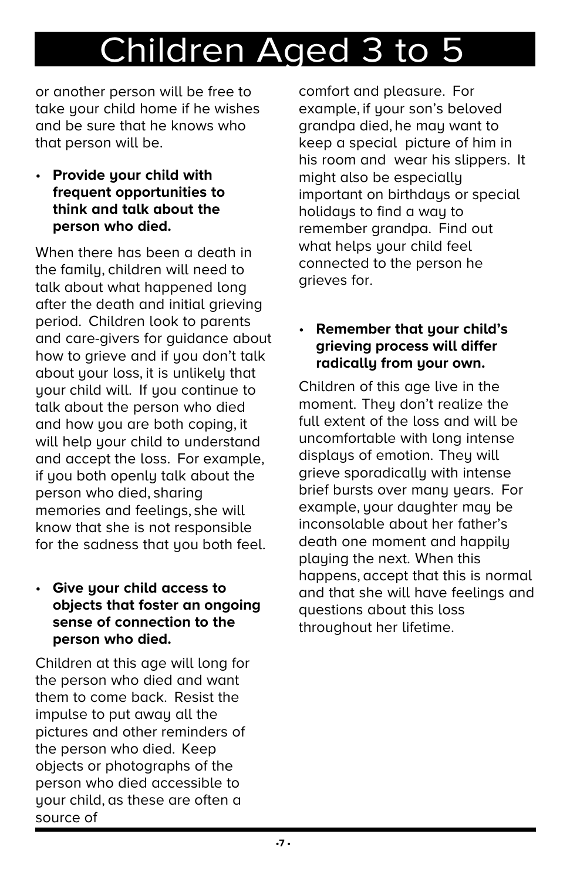# Children Aged 3 to 5

or another person will be free to take your child home if he wishes and be sure that he knows who that person will be.

- **Provide your child with frequent opportunities to think and talk about the person who died.**

When there has been a death in the family, children will need to talk about what happened long after the death and initial grieving period. Children look to parents and care-givers for guidance about how to grieve and if you don't talk about your loss, it is unlikely that your child will. If you continue to talk about the person who died and how you are both coping, it will help your child to understand and accept the loss. For example, if you both openly talk about the person who died, sharing memories and feelings, she will know that she is not responsible for the sadness that you both feel.

- **Give your child access to objects that foster an ongoing sense of connection to the person who died.**

Children at this age will long for the person who died and want them to come back. Resist the impulse to put away all the pictures and other reminders of the person who died. Keep objects or photographs of the person who died accessible to your child, as these are often a source of comfort and pleasure. For example, if your son's beloved grandpa died, he may want to keep a special picture of him in his room and wear his slippers. It might also be especially important on birthdays or special holidays to find a way to remember grandpa. Find out what helps your child feel connected to the person he grieves for.

- **Remember that your child's grieving process will differ radically from your own.**

Children of this age live in the moment. They don't realize the full extent of the loss and will be uncomfortable with long intense displays of emotion. They will grieve sporadically with intense brief bursts over many years. For example, your daughter may be inconsolable about her father's death one moment and happily playing the next. When this happens, accept that this is normal and that she will have feelings and questions about this loss throughout her lifetime.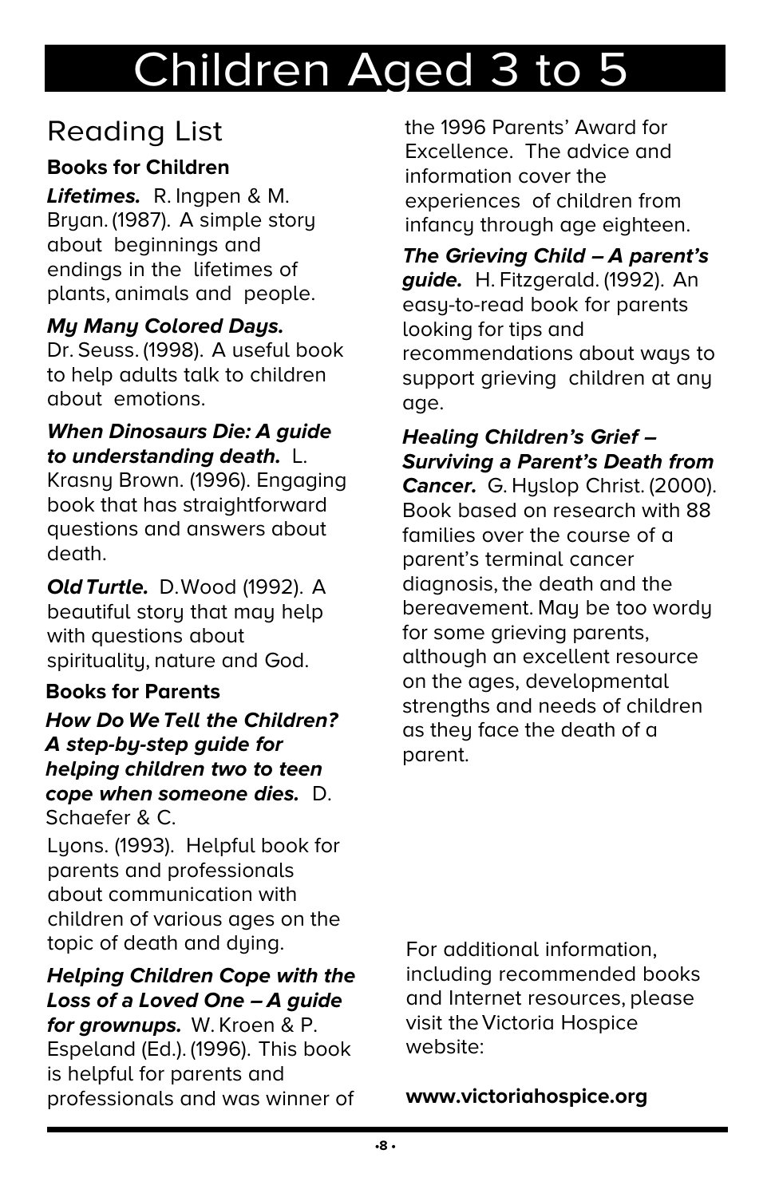# Children Aged 3 to 5

## Reading List

### Books for Children

***Lifetimes.*** R. Ingpen & M. Bryan. (1987). A simple story about beginnings and endings in the lifetimes of plants, animals and people.

***My Many Colored Days.*** Dr. Seuss. (1998). A useful book to help adults talk to children about emotions.

***When Dinosaurs Die: A guide to understanding death.*** L. Krasny Brown. (1996). Engaging book that has straightforward questions and answers about death.

***Old Turtle.*** D. Wood (1992). A beautiful story that may help with questions about spirituality, nature and God.

### Books for Parents

***How Do We Tell the Children? A step-by-step guide for helping children two to teen cope when someone dies.*** D. Schaefer & C. Lyons. (1993). Helpful book for parents and professionals about communication with children of various ages on the topic of death and dying.

***Helping Children Cope with the Loss of a Loved One – A guide for grownups.*** W. Kroen & P. Espeland (Ed.). (1996). This book is helpful for parents and professionals and was winner of the 1996 Parents' Award for Excellence. The advice and information cover the experiences of children from infancy through age eighteen.

***The Grieving Child – A parent's guide.*** H. Fitzgerald. (1992). An easy-to-read book for parents looking for tips and recommendations about ways to support grieving children at any age.

***Healing Children's Grief – Surviving a Parent's Death from Cancer.*** G. Hyslop Christ. (2000). Book based on research with 88 families over the course of a parent's terminal cancer diagnosis, the death and the bereavement. May be too wordy for some grieving parents, although an excellent resource on the ages, developmental strengths and needs of children as they face the death of a parent.

For additional information, including recommended books and Internet resources, please visit the Victoria Hospice website:

**www.victoriahospice.org**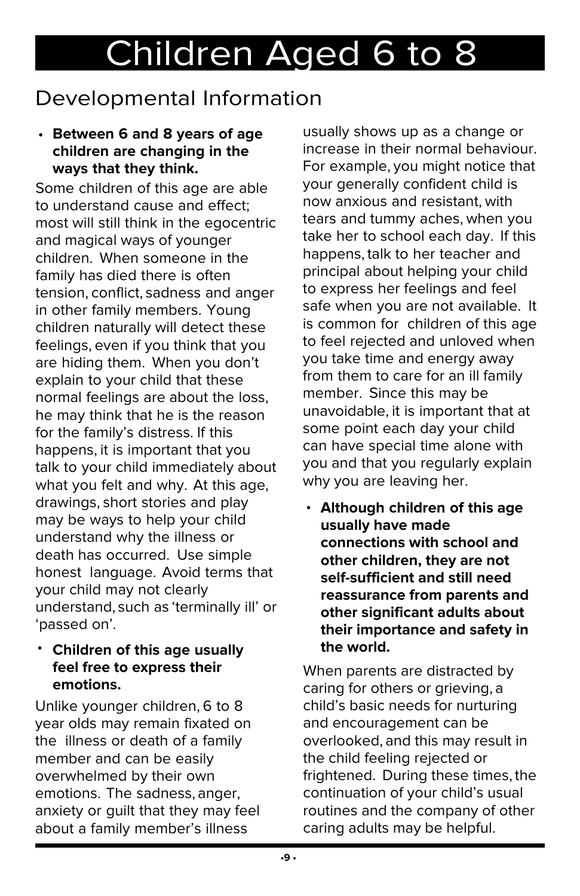# Children Aged 6 to 8

## Developmental Information

- **Between 6 and 8 years of age children are changing in the ways that they think.**

Some children of this age are able to understand cause and effect; most will still think in the egocentric and magical ways of younger children. When someone in the family has died there is often tension, conflict, sadness and anger in other family members. Young children naturally will detect these feelings, even if you think that you are hiding them. When you don't explain to your child that these normal feelings are about the loss, he may think that he is the reason for the family's distress. If this happens, it is important that you talk to your child immediately about what you felt and why. At this age, drawings, short stories and play may be ways to help your child understand why the illness or death has occurred. Use simple honest language. Avoid terms that your child may not clearly understand, such as 'terminally ill' or 'passed on'.

- **Children of this age usually feel free to express their emotions.**

Unlike younger children, 6 to 8 year olds may remain fixated on the illness or death of a family member and can be easily overwhelmed by their own emotions. The sadness, anger, anxiety or guilt that they may feel about a family member's illness usually shows up as a change or increase in their normal behaviour. For example, you might notice that your generally confident child is now anxious and resistant, with tears and tummy aches, when you take her to school each day. If this happens, talk to her teacher and principal about helping your child to express her feelings and feel safe when you are not available. It is common for children of this age to feel rejected and unloved when you take time and energy away from them to care for an ill family member. Since this may be unavoidable, it is important that at some point each day your child can have special time alone with you and that you regularly explain why you are leaving her.

- **Although children of this age usually have made connections with school and other children, they are not self-sufficient and still need reassurance from parents and other significant adults about their importance and safety in the world.**

When parents are distracted by caring for others or grieving, a child's basic needs for nurturing and encouragement can be overlooked, and this may result in the child feeling rejected or frightened. During these times, the continuation of your child's usual routines and the company of other caring adults may be helpful.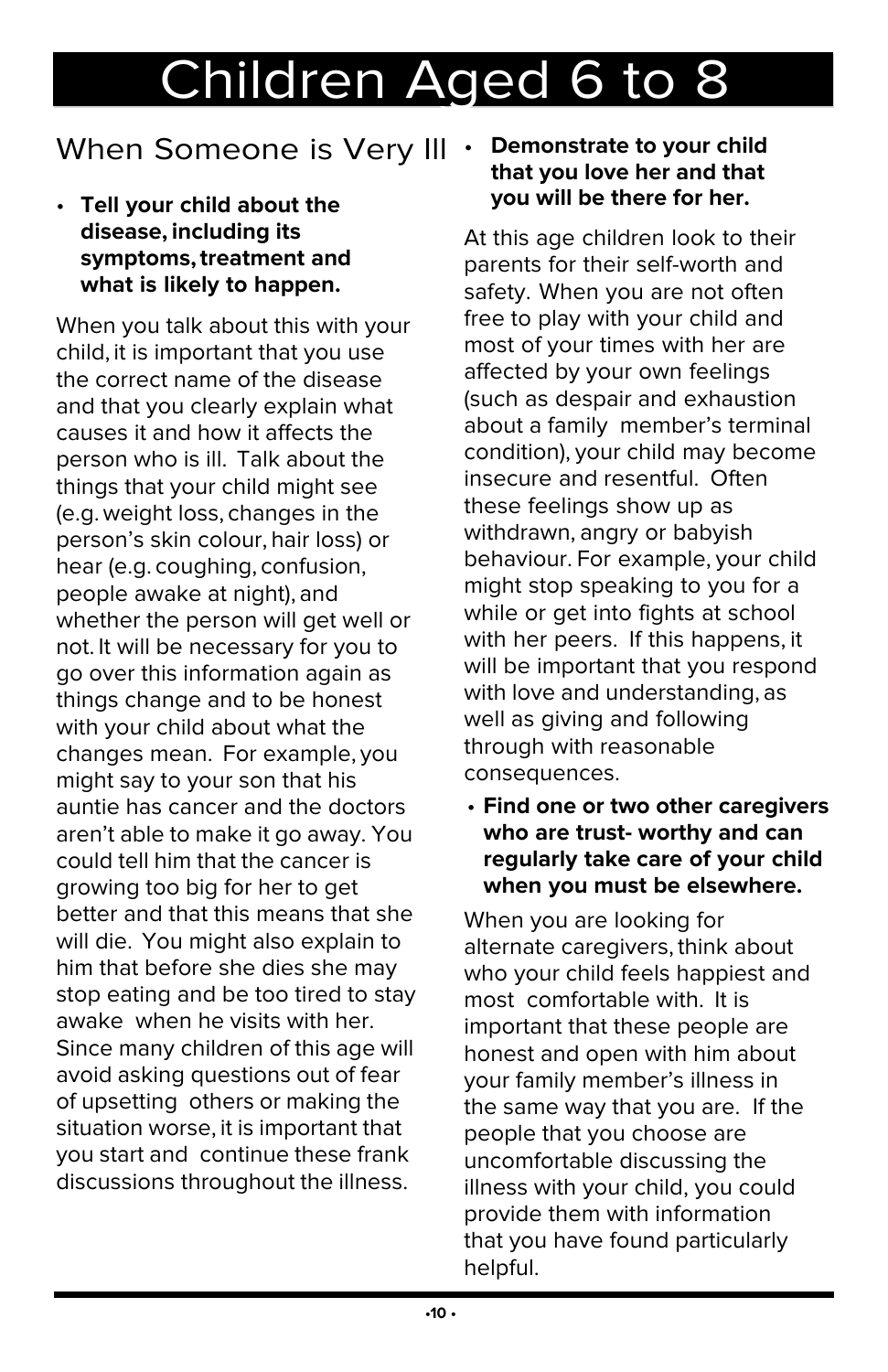# Children Aged 6 to 8

## When Someone is Very Ill

- **Tell your child about the disease, including its symptoms, treatment and what is likely to happen.**

When you talk about this with your child, it is important that you use the correct name of the disease and that you clearly explain what causes it and how it affects the person who is ill. Talk about the things that your child might see (e.g. weight loss, changes in the person's skin colour, hair loss) or hear (e.g. coughing, confusion, people awake at night), and whether the person will get well or not. It will be necessary for you to go over this information again as things change and to be honest with your child about what the changes mean. For example, you might say to your son that his auntie has cancer and the doctors aren't able to make it go away. You could tell him that the cancer is growing too big for her to get better and that this means that she will die. You might also explain to him that before she dies she may stop eating and be too tired to stay awake when he visits with her. Since many children of this age will avoid asking questions out of fear of upsetting others or making the situation worse, it is important that you start and continue these frank discussions throughout the illness.

- **Demonstrate to your child that you love her and that you will be there for her.**

At this age children look to their parents for their self-worth and safety. When you are not often free to play with your child and most of your times with her are affected by your own feelings (such as despair and exhaustion about a family member's terminal condition), your child may become insecure and resentful. Often these feelings show up as withdrawn, angry or babyish behaviour. For example, your child might stop speaking to you for a while or get into fights at school with her peers. If this happens, it will be important that you respond with love and understanding, as well as giving and following through with reasonable consequences.

- **Find one or two other caregivers who are trust- worthy and can regularly take care of your child when you must be elsewhere.**

When you are looking for alternate caregivers, think about who your child feels happiest and most comfortable with. It is important that these people are honest and open with him about your family member's illness in the same way that you are. If the people that you choose are uncomfortable discussing the illness with your child, you could provide them with information that you have found particularly helpful.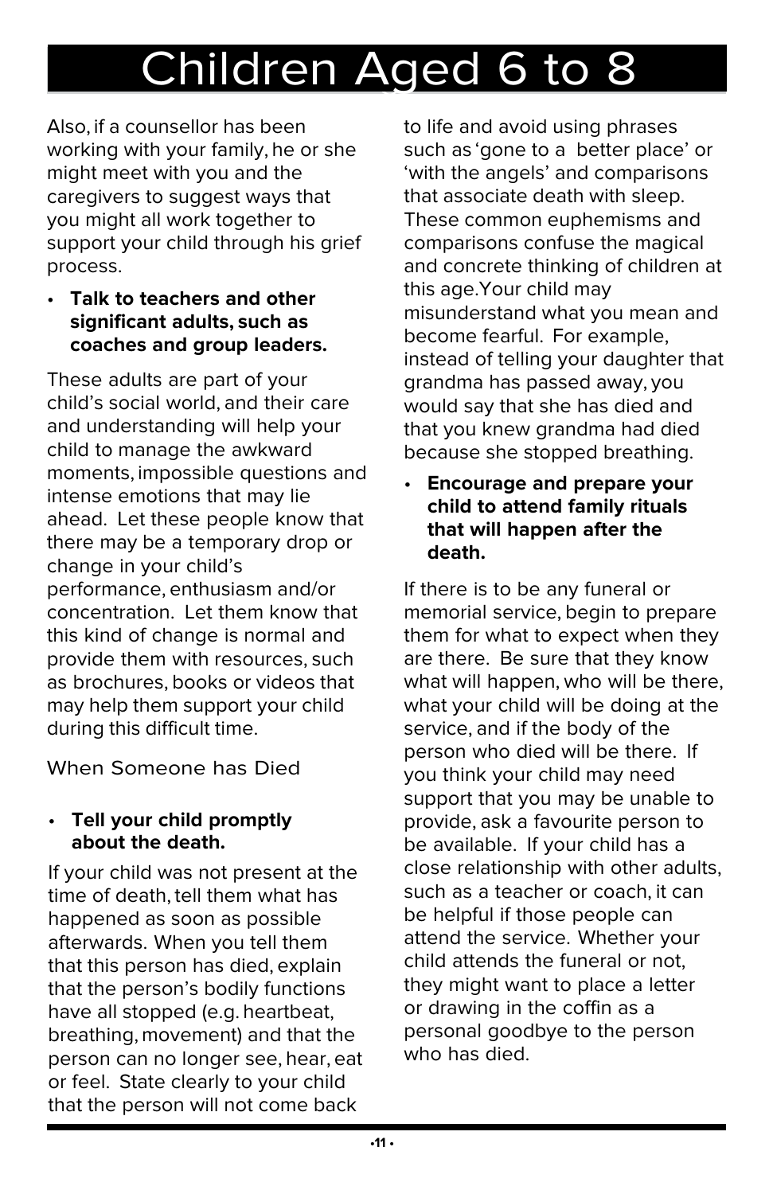# Children Aged 6 to 8

Also, if a counsellor has been working with your family, he or she might meet with you and the caregivers to suggest ways that you might all work together to support your child through his grief process.

- **Talk to teachers and other significant adults, such as coaches and group leaders.**

These adults are part of your child's social world, and their care and understanding will help your child to manage the awkward moments, impossible questions and intense emotions that may lie ahead. Let these people know that there may be a temporary drop or change in your child's performance, enthusiasm and/or concentration. Let them know that this kind of change is normal and provide them with resources, such as brochures, books or videos that may help them support your child during this difficult time.

## When Someone has Died

- **Tell your child promptly about the death.**

If your child was not present at the time of death, tell them what has happened as soon as possible afterwards. When you tell them that this person has died, explain that the person's bodily functions have all stopped (e.g. heartbeat, breathing, movement) and that the person can no longer see, hear, eat or feel. State clearly to your child that the person will not come back to life and avoid using phrases such as 'gone to a better place' or 'with the angels' and comparisons that associate death with sleep. These common euphemisms and comparisons confuse the magical and concrete thinking of children at this age.Your child may misunderstand what you mean and become fearful. For example, instead of telling your daughter that grandma has passed away, you would say that she has died and that you knew grandma had died because she stopped breathing.

- **Encourage and prepare your child to attend family rituals that will happen after the death.**

If there is to be any funeral or memorial service, begin to prepare them for what to expect when they are there. Be sure that they know what will happen, who will be there, what your child will be doing at the service, and if the body of the person who died will be there. If you think your child may need support that you may be unable to provide, ask a favourite person to be available. If your child has a close relationship with other adults, such as a teacher or coach, it can be helpful if those people can attend the service. Whether your child attends the funeral or not, they might want to place a letter or drawing in the coffin as a personal goodbye to the person who has died.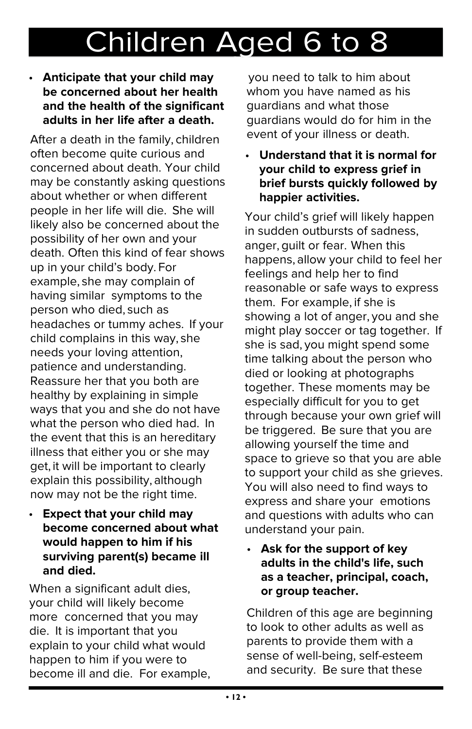# Children Aged 6 to 8

- **Anticipate that your child may be concerned about her health and the health of the significant adults in her life after a death.**

After a death in the family, children often become quite curious and concerned about death. Your child may be constantly asking questions about whether or when different people in her life will die. She will likely also be concerned about the possibility of her own and your death. Often this kind of fear shows up in your child's body. For example, she may complain of having similar symptoms to the person who died, such as headaches or tummy aches. If your child complains in this way, she needs your loving attention, patience and understanding. Reassure her that you both are healthy by explaining in simple ways that you and she do not have what the person who died had. In the event that this is an hereditary illness that either you or she may get, it will be important to clearly explain this possibility, although now may not be the right time.

- **Expect that your child may become concerned about what would happen to him if his surviving parent(s) became ill and died.**

When a significant adult dies, your child will likely become more concerned that you may die. It is important that you explain to your child what would happen to him if you were to become ill and die. For example, you need to talk to him about whom you have named as his guardians and what those guardians would do for him in the event of your illness or death.

- **Understand that it is normal for your child to express grief in brief bursts quickly followed by happier activities.**

Your child's grief will likely happen in sudden outbursts of sadness, anger, guilt or fear. When this happens, allow your child to feel her feelings and help her to find reasonable or safe ways to express them. For example, if she is showing a lot of anger, you and she might play soccer or tag together. If she is sad, you might spend some time talking about the person who died or looking at photographs together. These moments may be especially difficult for you to get through because your own grief will be triggered. Be sure that you are allowing yourself the time and space to grieve so that you are able to support your child as she grieves. You will also need to find ways to express and share your emotions and questions with adults who can understand your pain.

- **Ask for the support of key adults in the child's life, such as a teacher, principal, coach, or group teacher.**

Children of this age are beginning to look to other adults as well as parents to provide them with a sense of well-being, self-esteem and security. Be sure that these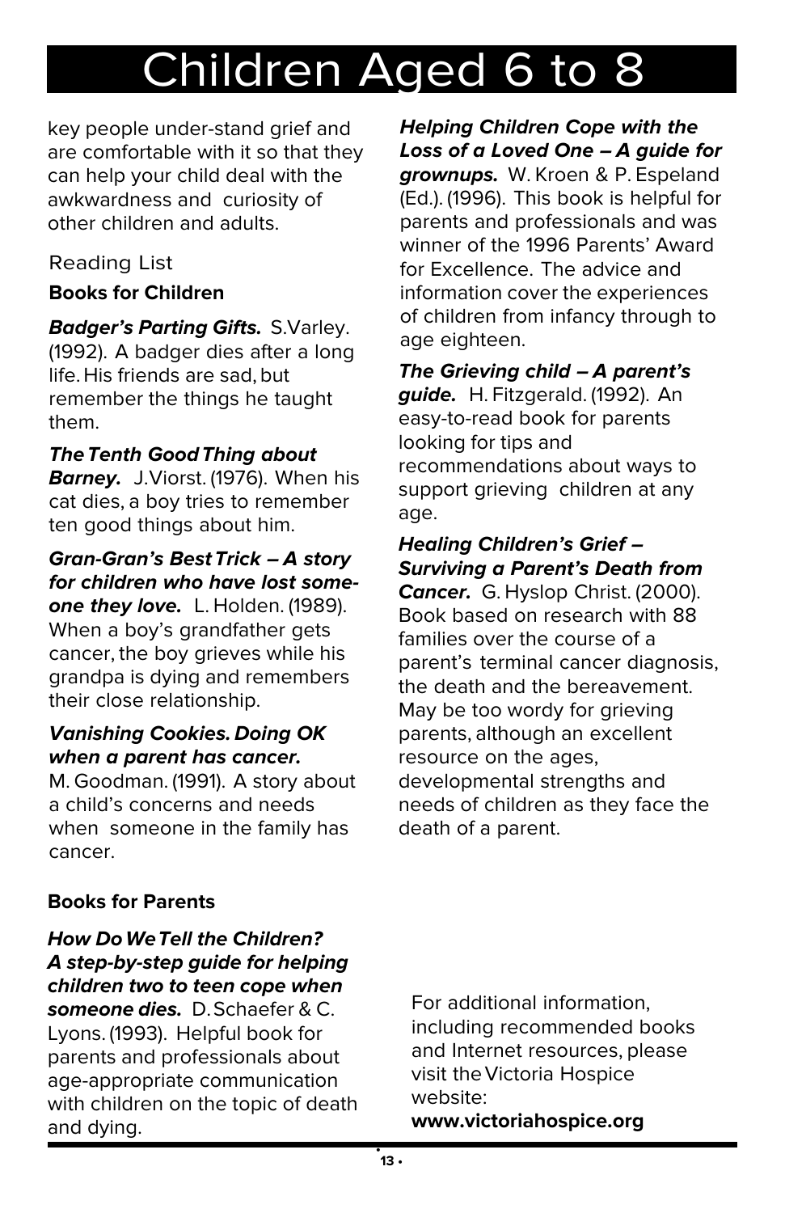# Children Aged 6 to 8

key people under-stand grief and are comfortable with it so that they can help your child deal with the awkwardness and curiosity of other children and adults.

## Reading List

### Books for Children

***Badger's Parting Gifts.*** S.Varley. (1992). A badger dies after a long life. His friends are sad, but remember the things he taught them.

***The Tenth Good Thing about Barney.*** J.Viorst. (1976). When his cat dies, a boy tries to remember ten good things about him.

***Gran-Gran's Best Trick – A story for children who have lost someone they love.*** L. Holden. (1989). When a boy's grandfather gets cancer, the boy grieves while his grandpa is dying and remembers their close relationship.

***Vanishing Cookies. Doing OK when a parent has cancer.*** M. Goodman. (1991). A story about a child's concerns and needs when someone in the family has cancer.

### Books for Parents

***How Do We Tell the Children? A step-by-step guide for helping children two to teen cope when someone dies.*** D. Schaefer & C. Lyons. (1993). Helpful book for parents and professionals about age-appropriate communication with children on the topic of death and dying.

***Helping Children Cope with the Loss of a Loved One – A guide for grownups.*** W. Kroen & P. Espeland (Ed.). (1996). This book is helpful for parents and professionals and was winner of the 1996 Parents' Award for Excellence. The advice and information cover the experiences of children from infancy through to age eighteen.

***The Grieving child – A parent's guide.*** H. Fitzgerald. (1992). An easy-to-read book for parents looking for tips and recommendations about ways to support grieving children at any age.

***Healing Children's Grief – Surviving a Parent's Death from Cancer.*** G. Hyslop Christ. (2000). Book based on research with 88 families over the course of a parent's terminal cancer diagnosis, the death and the bereavement. May be too wordy for grieving parents, although an excellent resource on the ages, developmental strengths and needs of children as they face the death of a parent.

For additional information, including recommended books and Internet resources, please visit the Victoria Hospice website:
**www.victoriahospice.org**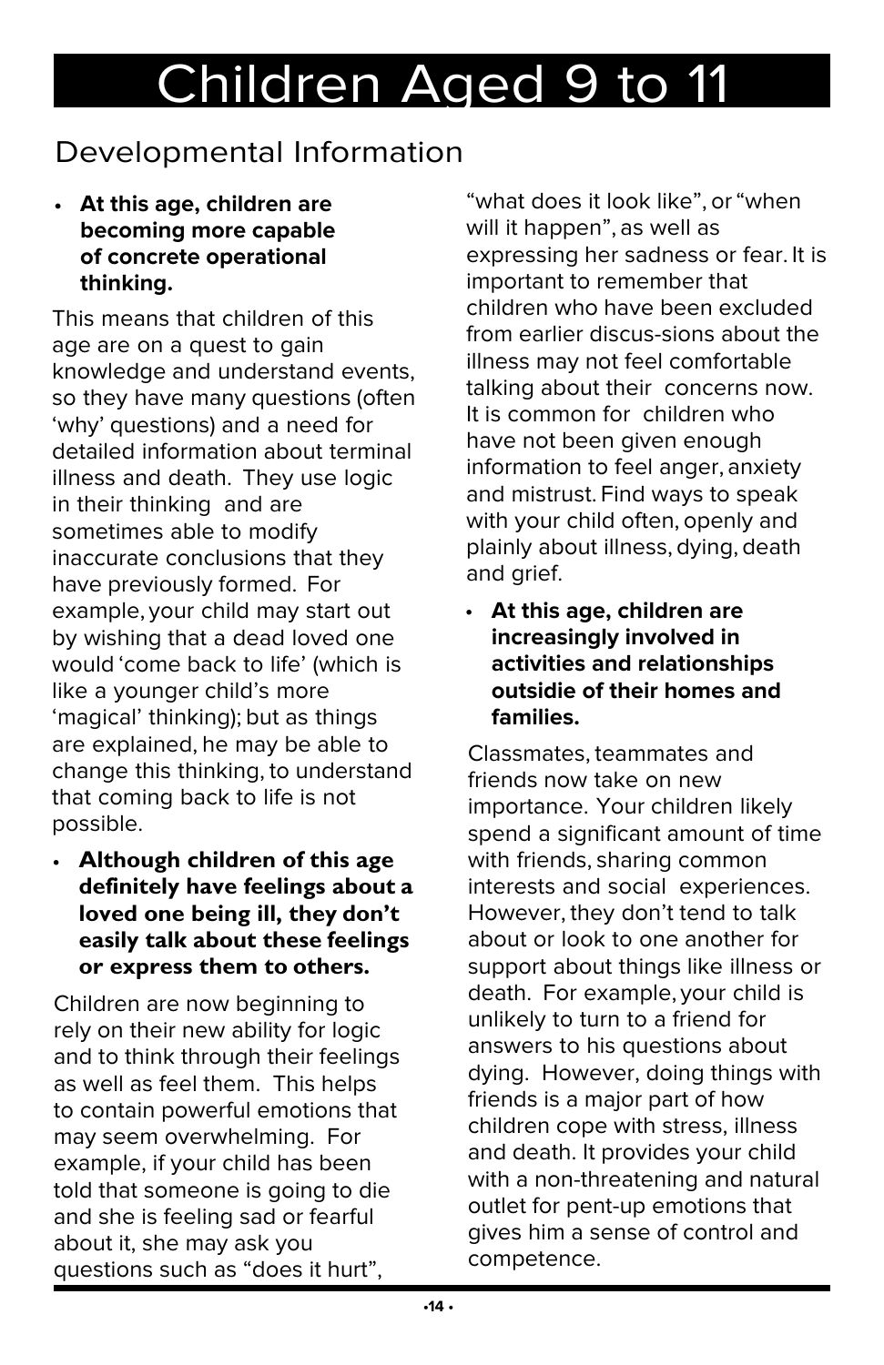# Children Aged 9 to 11

## Developmental Information

- **At this age, children are becoming more capable of concrete operational thinking.**

This means that children of this age are on a quest to gain knowledge and understand events, so they have many questions (often 'why' questions) and a need for detailed information about terminal illness and death. They use logic in their thinking and are sometimes able to modify inaccurate conclusions that they have previously formed. For example, your child may start out by wishing that a dead loved one would 'come back to life' (which is like a younger child's more 'magical' thinking); but as things are explained, he may be able to change this thinking, to understand that coming back to life is not possible.

- **Although children of this age definitely have feelings about a loved one being ill, they don't easily talk about these feelings or express them to others.**

Children are now beginning to rely on their new ability for logic and to think through their feelings as well as feel them. This helps to contain powerful emotions that may seem overwhelming. For example, if your child has been told that someone is going to die and she is feeling sad or fearful about it, she may ask you questions such as "does it hurt", "what does it look like", or "when will it happen", as well as expressing her sadness or fear. It is important to remember that children who have been excluded from earlier discus-sions about the illness may not feel comfortable talking about their concerns now. It is common for children who have not been given enough information to feel anger, anxiety and mistrust. Find ways to speak with your child often, openly and plainly about illness, dying, death and grief.

- **At this age, children are increasingly involved in activities and relationships outsidie of their homes and families.**

Classmates, teammates and friends now take on new importance. Your children likely spend a significant amount of time with friends, sharing common interests and social experiences. However, they don't tend to talk about or look to one another for support about things like illness or death. For example, your child is unlikely to turn to a friend for answers to his questions about dying. However, doing things with friends is a major part of how children cope with stress, illness and death. It provides your child with a non-threatening and natural outlet for pent-up emotions that gives him a sense of control and competence.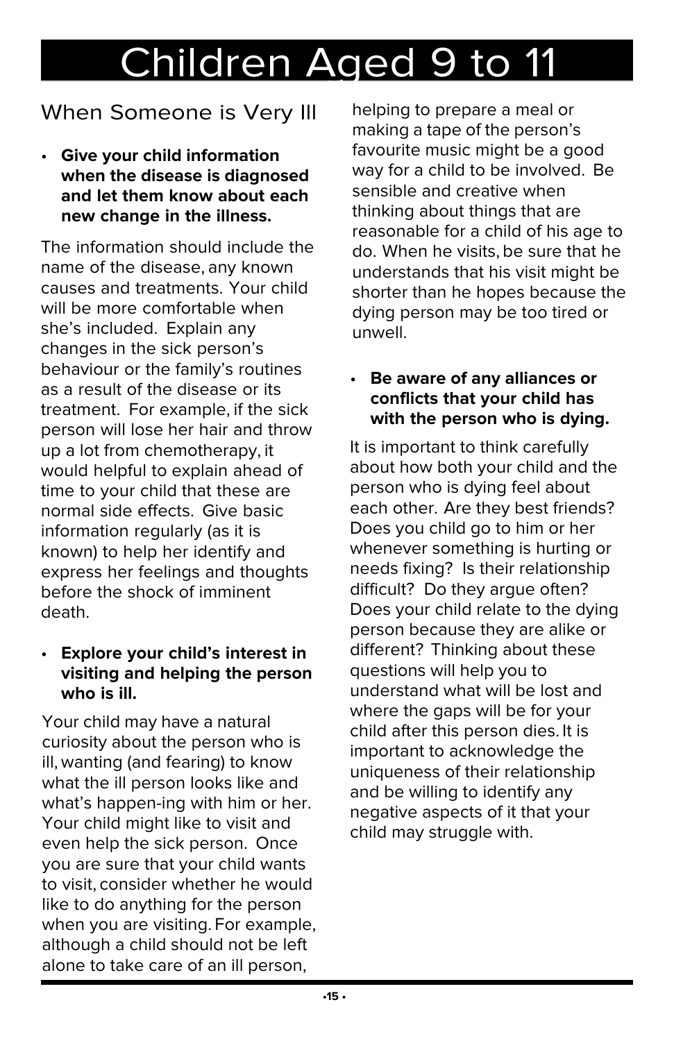# Children Aged 9 to 11

## When Someone is Very Ill

- **Give your child information when the disease is diagnosed and let them know about each new change in the illness.**

The information should include the name of the disease, any known causes and treatments. Your child will be more comfortable when she's included. Explain any changes in the sick person's behaviour or the family's routines as a result of the disease or its treatment. For example, if the sick person will lose her hair and throw up a lot from chemotherapy, it would helpful to explain ahead of time to your child that these are normal side effects. Give basic information regularly (as it is known) to help her identify and express her feelings and thoughts before the shock of imminent death.

- **Explore your child's interest in visiting and helping the person who is ill.**

Your child may have a natural curiosity about the person who is ill, wanting (and fearing) to know what the ill person looks like and what's happen-ing with him or her. Your child might like to visit and even help the sick person. Once you are sure that your child wants to visit, consider whether he would like to do anything for the person when you are visiting. For example, although a child should not be left alone to take care of an ill person, helping to prepare a meal or making a tape of the person's favourite music might be a good way for a child to be involved. Be sensible and creative when thinking about things that are reasonable for a child of his age to do. When he visits, be sure that he understands that his visit might be shorter than he hopes because the dying person may be too tired or unwell.

- **Be aware of any alliances or conflicts that your child has with the person who is dying.**

It is important to think carefully about how both your child and the person who is dying feel about each other. Are they best friends? Does you child go to him or her whenever something is hurting or needs fixing? Is their relationship difficult? Do they argue often? Does your child relate to the dying person because they are alike or different? Thinking about these questions will help you to understand what will be lost and where the gaps will be for your child after this person dies. It is important to acknowledge the uniqueness of their relationship and be willing to identify any negative aspects of it that your child may struggle with.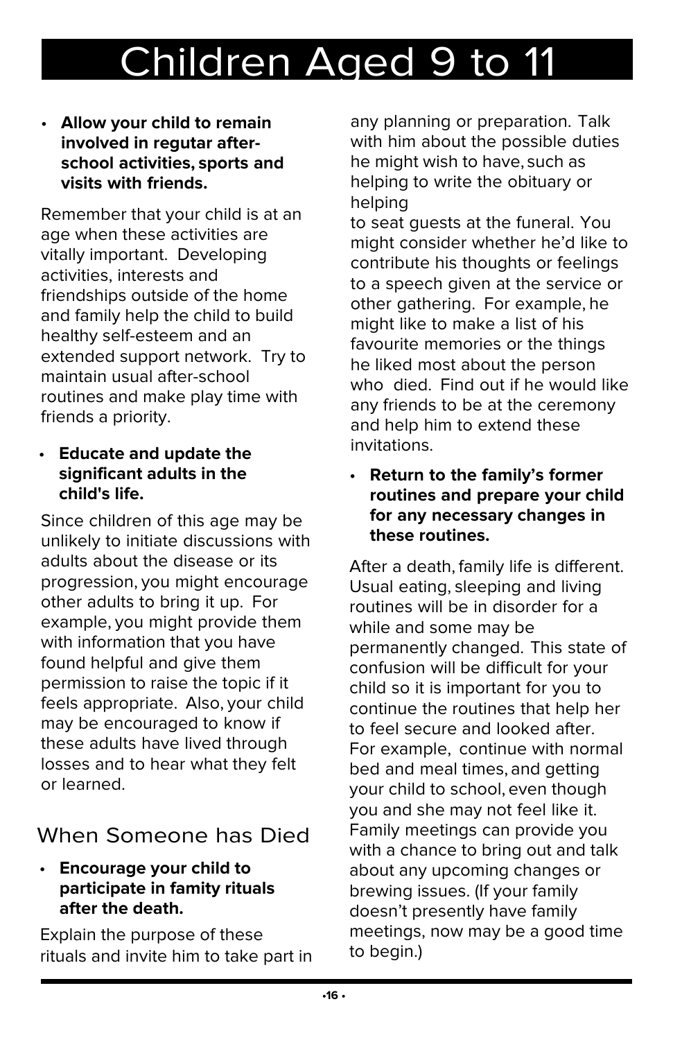# Children Aged 9 to 11

- **Allow your child to remain involved in regutar after-school activities, sports and visits with friends.**

Remember that your child is at an age when these activities are vitally important. Developing activities, interests and friendships outside of the home and family help the child to build healthy self-esteem and an extended support network. Try to maintain usual after-school routines and make play time with friends a priority.

- **Educate and update the significant adults in the child's life.**

Since children of this age may be unlikely to initiate discussions with adults about the disease or its progression, you might encourage other adults to bring it up. For example, you might provide them with information that you have found helpful and give them permission to raise the topic if it feels appropriate. Also, your child may be encouraged to know if these adults have lived through losses and to hear what they felt or learned.

## When Someone has Died

- **Encourage your child to participate in famity rituals after the death.**

Explain the purpose of these rituals and invite him to take part in any planning or preparation. Talk with him about the possible duties he might wish to have, such as helping to write the obituary or helping to seat guests at the funeral. You might consider whether he'd like to contribute his thoughts or feelings to a speech given at the service or other gathering. For example, he might like to make a list of his favourite memories or the things he liked most about the person who died. Find out if he would like any friends to be at the ceremony and help him to extend these invitations.

- **Return to the family's former routines and prepare your child for any necessary changes in these routines.**

After a death, family life is different. Usual eating, sleeping and living routines will be in disorder for a while and some may be permanently changed. This state of confusion will be difficult for your child so it is important for you to continue the routines that help her to feel secure and looked after. For example, continue with normal bed and meal times, and getting your child to school, even though you and she may not feel like it. Family meetings can provide you with a chance to bring out and talk about any upcoming changes or brewing issues. (If your family doesn't presently have family meetings, now may be a good time to begin.)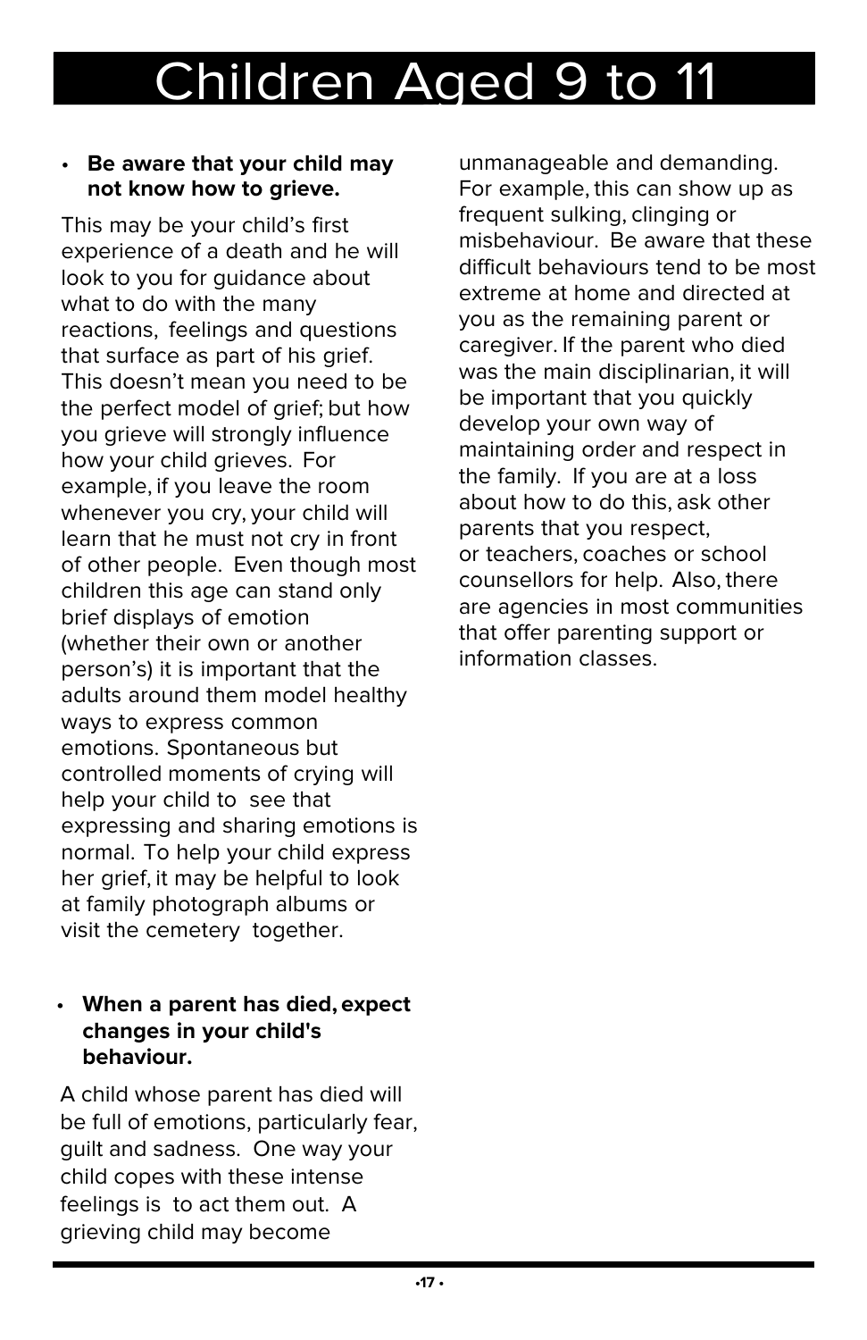# Children Aged 9 to 11

- **Be aware that your child may not know how to grieve.**

This may be your child's first experience of a death and he will look to you for guidance about what to do with the many reactions, feelings and questions that surface as part of his grief. This doesn't mean you need to be the perfect model of grief; but how you grieve will strongly influence how your child grieves. For example, if you leave the room whenever you cry, your child will learn that he must not cry in front of other people. Even though most children this age can stand only brief displays of emotion (whether their own or another person's) it is important that the adults around them model healthy ways to express common emotions. Spontaneous but controlled moments of crying will help your child to see that expressing and sharing emotions is normal. To help your child express her grief, it may be helpful to look at family photograph albums or visit the cemetery together.

- **When a parent has died, expect changes in your child's behaviour.**

A child whose parent has died will be full of emotions, particularly fear, guilt and sadness. One way your child copes with these intense feelings is to act them out. A grieving child may become unmanageable and demanding. For example, this can show up as frequent sulking, clinging or misbehaviour. Be aware that these difficult behaviours tend to be most extreme at home and directed at you as the remaining parent or caregiver. If the parent who died was the main disciplinarian, it will be important that you quickly develop your own way of maintaining order and respect in the family. If you are at a loss about how to do this, ask other parents that you respect, or teachers, coaches or school counsellors for help. Also, there are agencies in most communities that offer parenting support or information classes.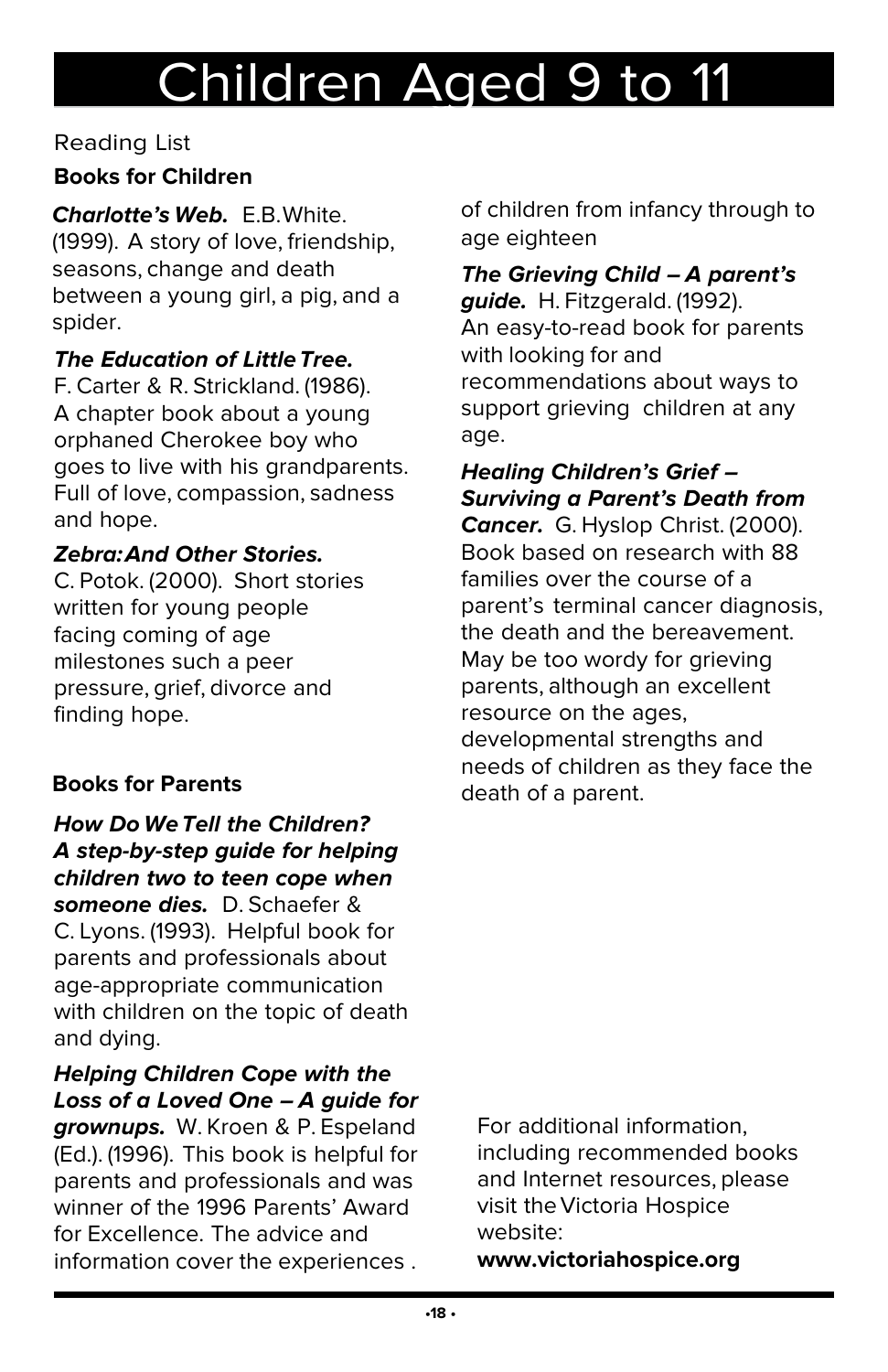# Children Aged 9 to 11

Reading List

### Books for Children

***Charlotte's Web.*** E.B.White. (1999). A story of love, friendship, seasons, change and death between a young girl, a pig, and a spider.

***The Education of Little Tree.*** F. Carter & R. Strickland. (1986). A chapter book about a young orphaned Cherokee boy who goes to live with his grandparents. Full of love, compassion, sadness and hope.

***Zebra: And Other Stories.*** C. Potok. (2000). Short stories written for young people facing coming of age milestones such a peer pressure, grief, divorce and finding hope.

### Books for Parents

***How Do We Tell the Children? A step-by-step guide for helping children two to teen cope when someone dies.*** D. Schaefer & C. Lyons. (1993). Helpful book for parents and professionals about age-appropriate communication with children on the topic of death and dying.

***Helping Children Cope with the Loss of a Loved One – A guide for grownups.*** W. Kroen & P. Espeland (Ed.). (1996). This book is helpful for parents and professionals and was winner of the 1996 Parents' Award for Excellence. The advice and information cover the experiences . of children from infancy through to age eighteen

***The Grieving Child – A parent's guide.*** H. Fitzgerald. (1992). An easy-to-read book for parents with looking for and recommendations about ways to support grieving children at any age.

***Healing Children's Grief – Surviving a Parent's Death from Cancer.*** G. Hyslop Christ. (2000). Book based on research with 88 families over the course of a parent's terminal cancer diagnosis, the death and the bereavement. May be too wordy for grieving parents, although an excellent resource on the ages, developmental strengths and needs of children as they face the death of a parent.

For additional information, including recommended books and Internet resources, please visit the Victoria Hospice website:
**www.victoriahospice.org**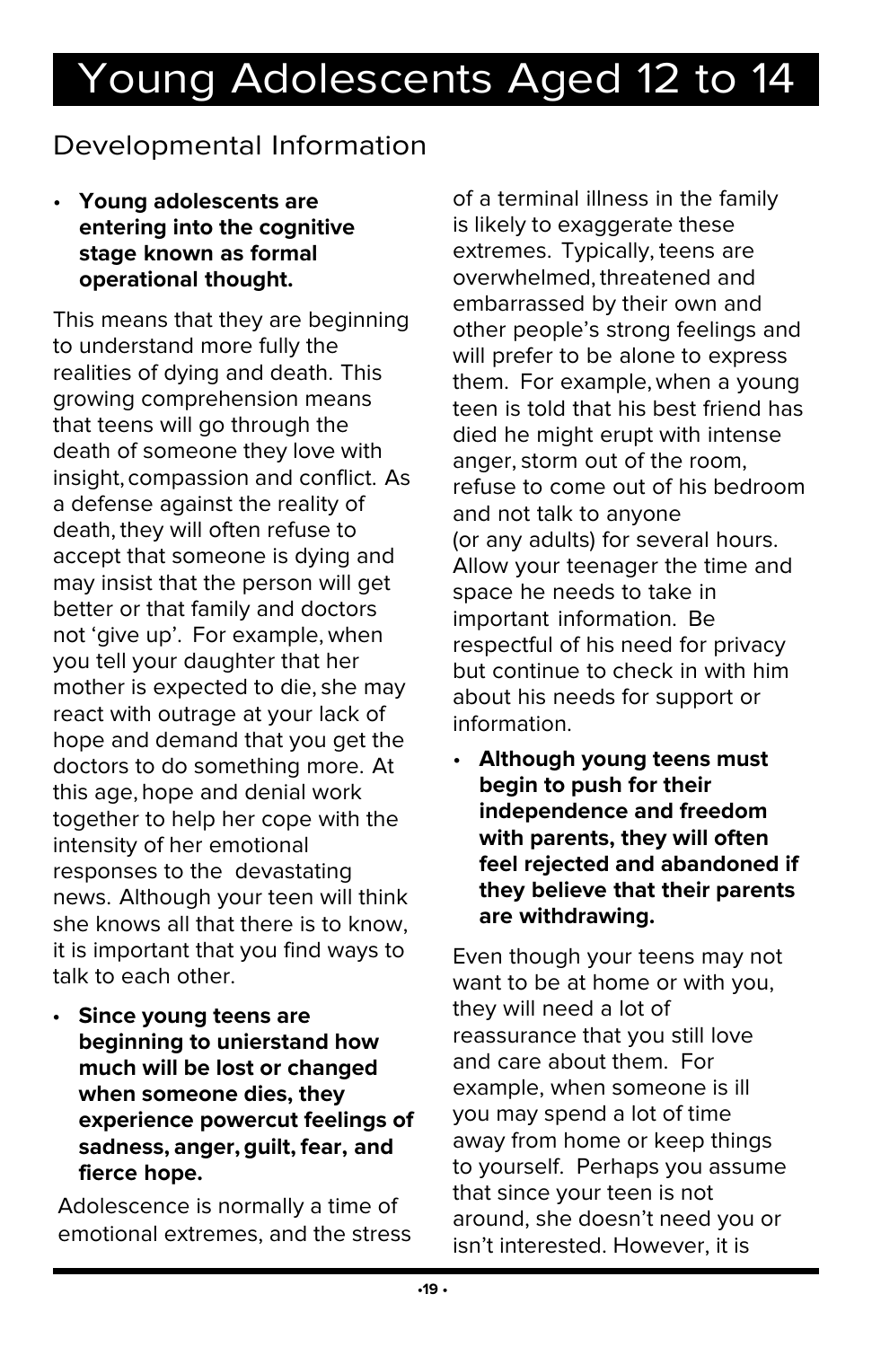# Young Adolescents Aged 12 to 14

## Developmental Information

- **Young adolescents are entering into the cognitive stage known as formal operational thought.**

This means that they are beginning to understand more fully the realities of dying and death. This growing comprehension means that teens will go through the death of someone they love with insight, compassion and conflict. As a defense against the reality of death, they will often refuse to accept that someone is dying and may insist that the person will get better or that family and doctors not 'give up'. For example, when you tell your daughter that her mother is expected to die, she may react with outrage at your lack of hope and demand that you get the doctors to do something more. At this age, hope and denial work together to help her cope with the intensity of her emotional responses to the devastating news. Although your teen will think she knows all that there is to know, it is important that you find ways to talk to each other.

- **Since young teens are beginning to unierstand how much will be lost or changed when someone dies, they experience powercut feelings of sadness, anger, guilt, fear, and fierce hope.**

Adolescence is normally a time of emotional extremes, and the stress of a terminal illness in the family is likely to exaggerate these extremes. Typically, teens are overwhelmed, threatened and embarrassed by their own and other people's strong feelings and will prefer to be alone to express them. For example, when a young teen is told that his best friend has died he might erupt with intense anger, storm out of the room, refuse to come out of his bedroom and not talk to anyone (or any adults) for several hours. Allow your teenager the time and space he needs to take in important information. Be respectful of his need for privacy but continue to check in with him about his needs for support or information.

- **Although young teens must begin to push for their independence and freedom with parents, they will often feel rejected and abandoned if they believe that their parents are withdrawing.**

Even though your teens may not want to be at home or with you, they will need a lot of reassurance that you still love and care about them. For example, when someone is ill you may spend a lot of time away from home or keep things to yourself. Perhaps you assume that since your teen is not around, she doesn't need you or isn't interested. However, it is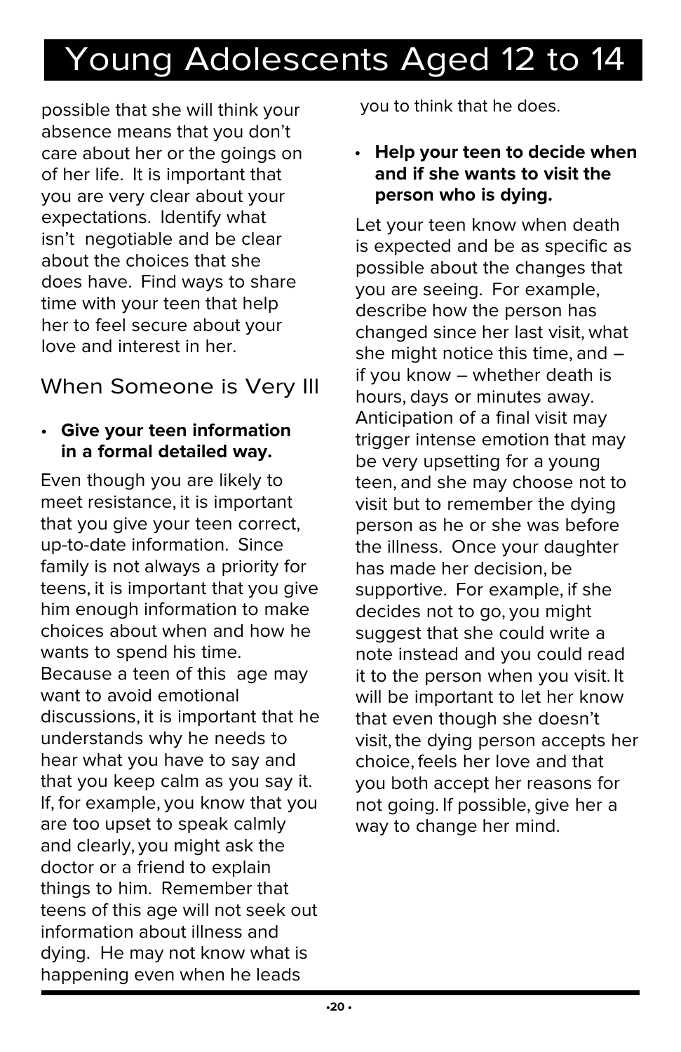possible that she will think your absence means that you don't care about her or the goings on of her life. It is important that you are very clear about your expectations. Identify what isn't negotiable and be clear about the choices that she does have. Find ways to share time with your teen that help her to feel secure about your love and interest in her.

## When Someone is Very Ill

- **Give your teen information in a formal detailed way.**

Even though you are likely to meet resistance, it is important that you give your teen correct, up-to-date information. Since family is not always a priority for teens, it is important that you give him enough information to make choices about when and how he wants to spend his time. Because a teen of this age may want to avoid emotional discussions, it is important that he understands why he needs to hear what you have to say and that you keep calm as you say it. If, for example, you know that you are too upset to speak calmly and clearly, you might ask the doctor or a friend to explain things to him. Remember that teens of this age will not seek out information about illness and dying. He may not know what is happening even when he leads you to think that he does.

- **Help your teen to decide when and if she wants to visit the person who is dying.**

Let your teen know when death is expected and be as specific as possible about the changes that you are seeing. For example, describe how the person has changed since her last visit, what she might notice this time, and – if you know – whether death is hours, days or minutes away. Anticipation of a final visit may trigger intense emotion that may be very upsetting for a young teen, and she may choose not to visit but to remember the dying person as he or she was before the illness. Once your daughter has made her decision, be supportive. For example, if she decides not to go, you might suggest that she could write a note instead and you could read it to the person when you visit. It will be important to let her know that even though she doesn't visit, the dying person accepts her choice, feels her love and that you both accept her reasons for not going. If possible, give her a way to change her mind.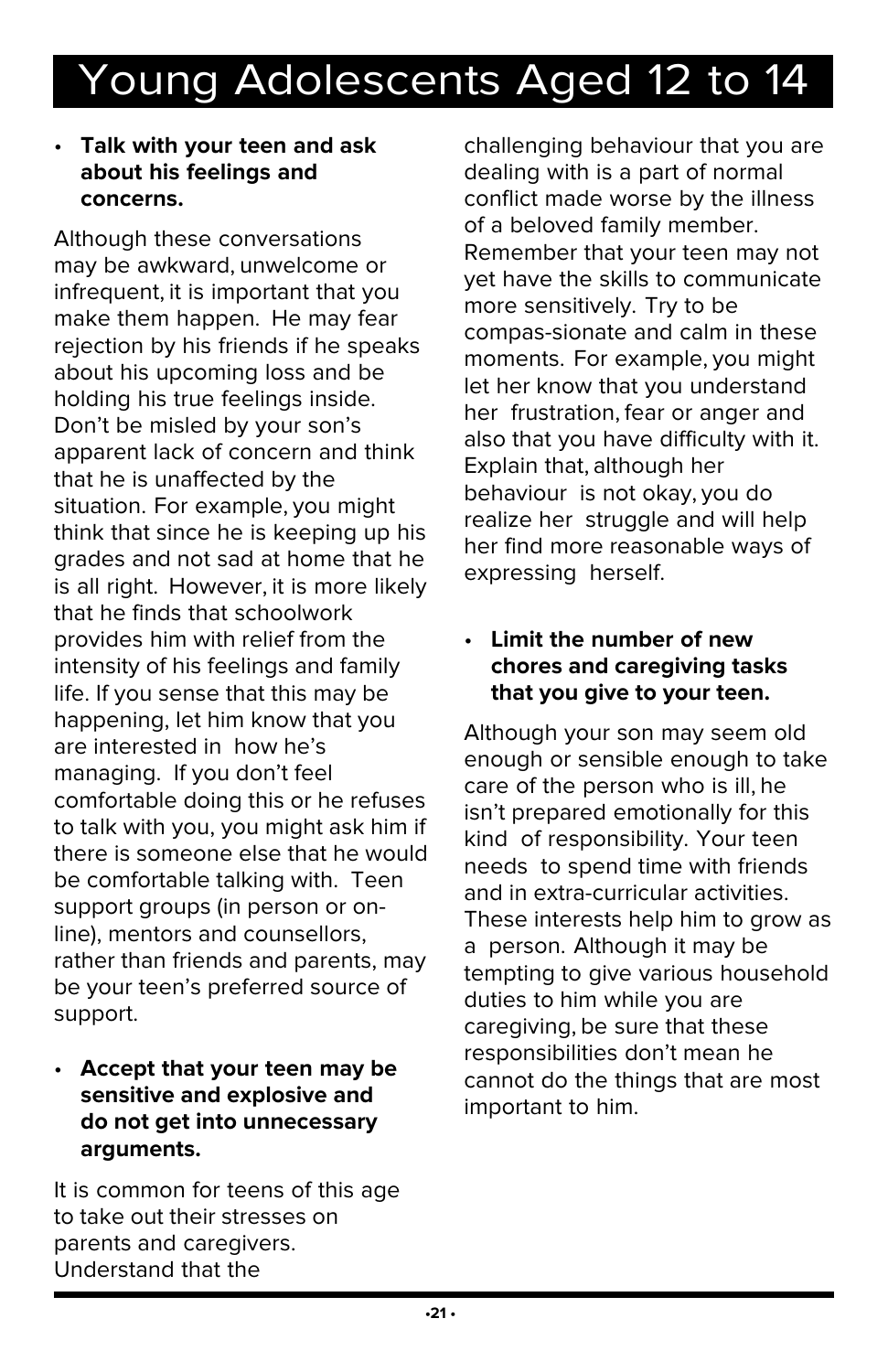# Young Adolescents Aged 12 to 14

- **Talk with your teen and ask about his feelings and concerns.**

Although these conversations may be awkward, unwelcome or infrequent, it is important that you make them happen. He may fear rejection by his friends if he speaks about his upcoming loss and be holding his true feelings inside. Don't be misled by your son's apparent lack of concern and think that he is unaffected by the situation. For example, you might think that since he is keeping up his grades and not sad at home that he is all right. However, it is more likely that he finds that schoolwork provides him with relief from the intensity of his feelings and family life. If you sense that this may be happening, let him know that you are interested in how he's managing. If you don't feel comfortable doing this or he refuses to talk with you, you might ask him if there is someone else that he would be comfortable talking with. Teen support groups (in person or on-line), mentors and counsellors, rather than friends and parents, may be your teen's preferred source of support.

- **Accept that your teen may be sensitive and explosive and do not get into unnecessary arguments.**

It is common for teens of this age to take out their stresses on parents and caregivers. Understand that the challenging behaviour that you are dealing with is a part of normal conflict made worse by the illness of a beloved family member. Remember that your teen may not yet have the skills to communicate more sensitively. Try to be compas-sionate and calm in these moments. For example, you might let her know that you understand her frustration, fear or anger and also that you have difficulty with it. Explain that, although her behaviour is not okay, you do realize her struggle and will help her find more reasonable ways of expressing herself.

- **Limit the number of new chores and caregiving tasks that you give to your teen.**

Although your son may seem old enough or sensible enough to take care of the person who is ill, he isn't prepared emotionally for this kind of responsibility. Your teen needs to spend time with friends and in extra-curricular activities. These interests help him to grow as a person. Although it may be tempting to give various household duties to him while you are caregiving, be sure that these responsibilities don't mean he cannot do the things that are most important to him.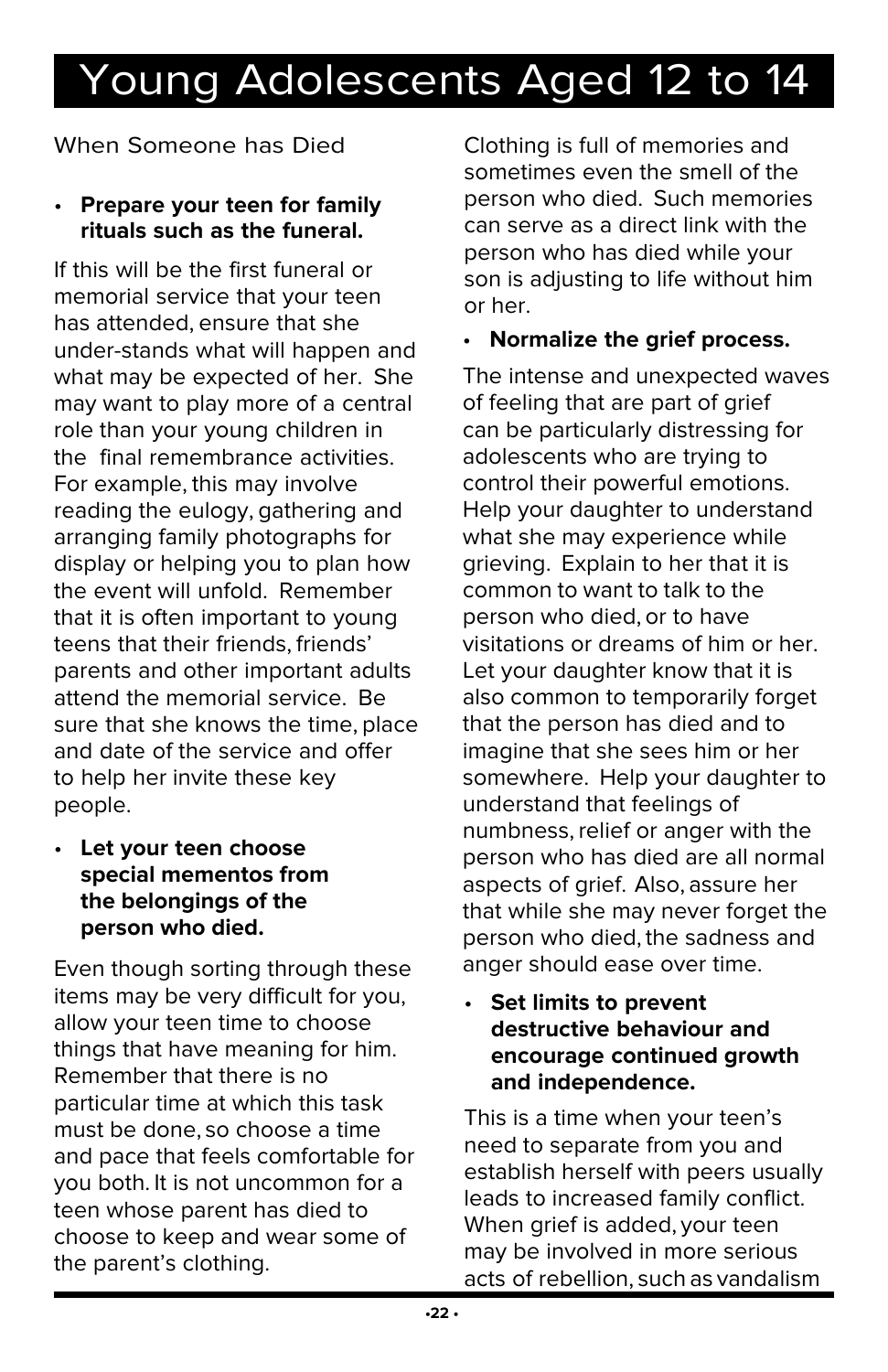# Young Adolescents Aged 12 to 14

## When Someone has Died

- **Prepare your teen for family rituals such as the funeral.**

If this will be the first funeral or memorial service that your teen has attended, ensure that she under-stands what will happen and what may be expected of her. She may want to play more of a central role than your young children in the final remembrance activities. For example, this may involve reading the eulogy, gathering and arranging family photographs for display or helping you to plan how the event will unfold. Remember that it is often important to young teens that their friends, friends' parents and other important adults attend the memorial service. Be sure that she knows the time, place and date of the service and offer to help her invite these key people.

- **Let your teen choose special mementos from the belongings of the person who died.**

Even though sorting through these items may be very difficult for you, allow your teen time to choose things that have meaning for him. Remember that there is no particular time at which this task must be done, so choose a time and pace that feels comfortable for you both. It is not uncommon for a teen whose parent has died to choose to keep and wear some of the parent's clothing. Clothing is full of memories and sometimes even the smell of the person who died. Such memories can serve as a direct link with the person who has died while your son is adjusting to life without him or her.

- **Normalize the grief process.**

The intense and unexpected waves of feeling that are part of grief can be particularly distressing for adolescents who are trying to control their powerful emotions. Help your daughter to understand what she may experience while grieving. Explain to her that it is common to want to talk to the person who died, or to have visitations or dreams of him or her. Let your daughter know that it is also common to temporarily forget that the person has died and to imagine that she sees him or her somewhere. Help your daughter to understand that feelings of numbness, relief or anger with the person who has died are all normal aspects of grief. Also, assure her that while she may never forget the person who died, the sadness and anger should ease over time.

- **Set limits to prevent destructive behaviour and encourage continued growth and independence.**

This is a time when your teen's need to separate from you and establish herself with peers usually leads to increased family conflict. When grief is added, your teen may be involved in more serious acts of rebellion, such as vandalism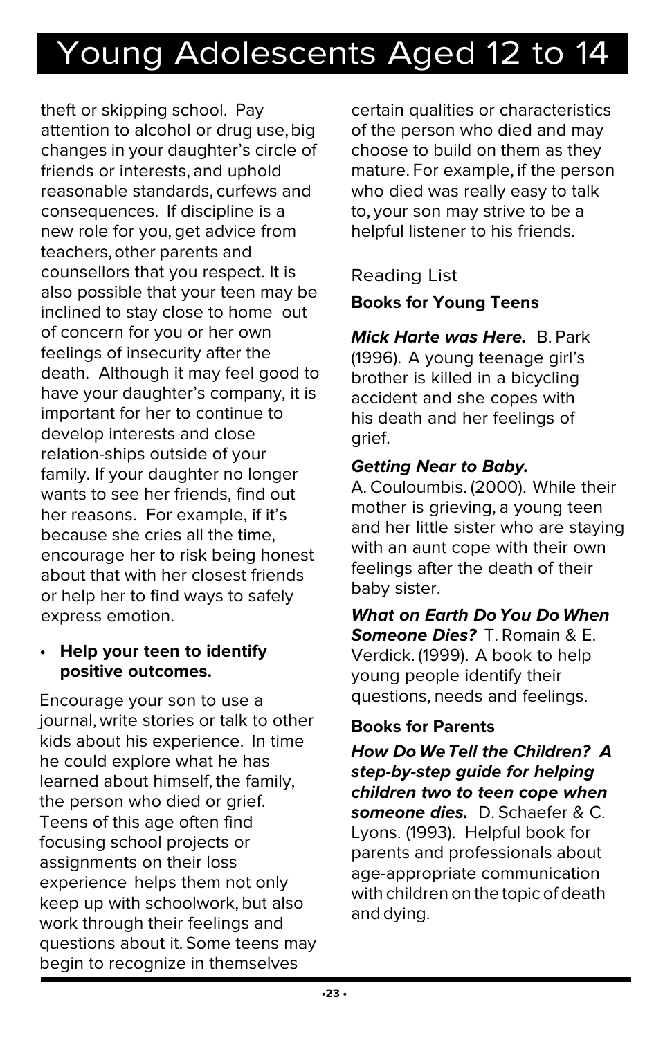theft or skipping school. Pay attention to alcohol or drug use, big changes in your daughter's circle of friends or interests, and uphold reasonable standards, curfews and consequences. If discipline is a new role for you, get advice from teachers, other parents and counsellors that you respect. It is also possible that your teen may be inclined to stay close to home out of concern for you or her own feelings of insecurity after the death. Although it may feel good to have your daughter's company, it is important for her to continue to develop interests and close relation-ships outside of your family. If your daughter no longer wants to see her friends, find out her reasons. For example, if it's because she cries all the time, encourage her to risk being honest about that with her closest friends or help her to find ways to safely express emotion.

- **Help your teen to identify positive outcomes.**

Encourage your son to use a journal, write stories or talk to other kids about his experience. In time he could explore what he has learned about himself, the family, the person who died or grief. Teens of this age often find focusing school projects or assignments on their loss experience helps them not only keep up with schoolwork, but also work through their feelings and questions about it. Some teens may begin to recognize in themselves certain qualities or characteristics of the person who died and may choose to build on them as they mature. For example, if the person who died was really easy to talk to, your son may strive to be a helpful listener to his friends.

## Reading List

### Books for Young Teens

***Mick Harte was Here.*** B. Park (1996). A young teenage girl's brother is killed in a bicycling accident and she copes with his death and her feelings of grief.

***Getting Near to Baby.*** A. Couloumbis. (2000). While their mother is grieving, a young teen and her little sister who are staying with an aunt cope with their own feelings after the death of their baby sister.

***What on Earth Do You Do When Someone Dies?*** T. Romain & E. Verdick. (1999). A book to help young people identify their questions, needs and feelings.

### Books for Parents

***How Do We Tell the Children? A step-by-step guide for helping children two to teen cope when someone dies.*** D. Schaefer & C. Lyons. (1993). Helpful book for parents and professionals about age-appropriate communication with children on the topic of death and dying.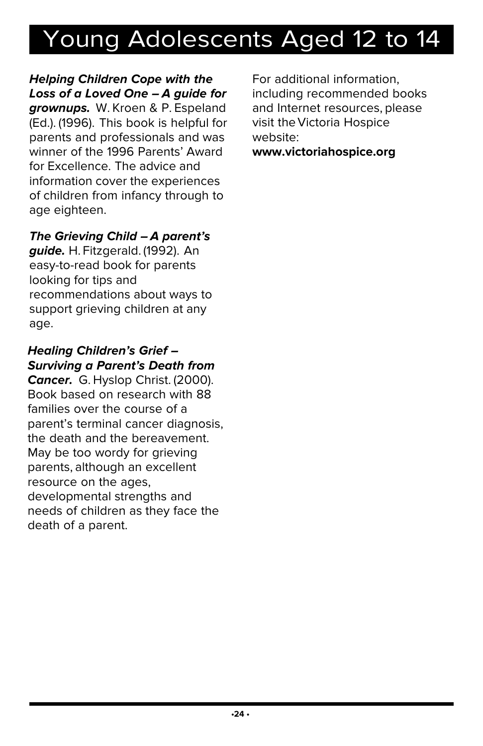# Young Adolescents Aged 12 to 14

***Helping Children Cope with the Loss of a Loved One – A guide for grownups.*** W. Kroen & P. Espeland (Ed.). (1996). This book is helpful for parents and professionals and was winner of the 1996 Parents' Award for Excellence. The advice and information cover the experiences of children from infancy through to age eighteen.

***The Grieving Child – A parent's guide.*** H. Fitzgerald. (1992). An easy-to-read book for parents looking for tips and recommendations about ways to support grieving children at any age.

***Healing Children's Grief – Surviving a Parent's Death from Cancer.*** G. Hyslop Christ. (2000). Book based on research with 88 families over the course of a parent's terminal cancer diagnosis, the death and the bereavement. May be too wordy for grieving parents, although an excellent resource on the ages, developmental strengths and needs of children as they face the death of a parent.

For additional information, including recommended books and Internet resources, please visit the Victoria Hospice website:
**www.victoriahospice.org**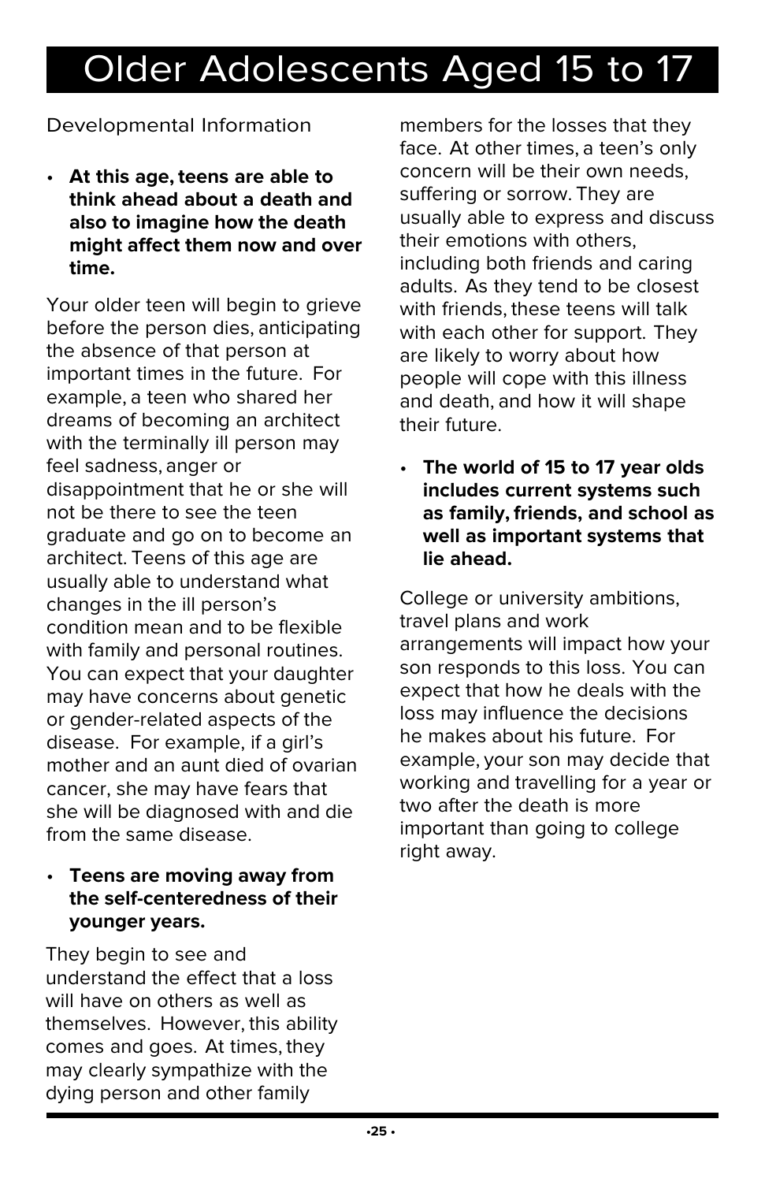# Older Adolescents Aged 15 to 17

Developmental Information

- **At this age, teens are able to think ahead about a death and also to imagine how the death might affect them now and over time.**

Your older teen will begin to grieve before the person dies, anticipating the absence of that person at important times in the future. For example, a teen who shared her dreams of becoming an architect with the terminally ill person may feel sadness, anger or disappointment that he or she will not be there to see the teen graduate and go on to become an architect. Teens of this age are usually able to understand what changes in the ill person's condition mean and to be flexible with family and personal routines. You can expect that your daughter may have concerns about genetic or gender-related aspects of the disease. For example, if a girl's mother and an aunt died of ovarian cancer, she may have fears that she will be diagnosed with and die from the same disease.

- **Teens are moving away from the self-centeredness of their younger years.**

They begin to see and understand the effect that a loss will have on others as well as themselves. However, this ability comes and goes. At times, they may clearly sympathize with the dying person and other family members for the losses that they face. At other times, a teen's only concern will be their own needs, suffering or sorrow. They are usually able to express and discuss their emotions with others, including both friends and caring adults. As they tend to be closest with friends, these teens will talk with each other for support. They are likely to worry about how people will cope with this illness and death, and how it will shape their future.

- **The world of 15 to 17 year olds includes current systems such as family, friends, and school as well as important systems that lie ahead.**

College or university ambitions, travel plans and work arrangements will impact how your son responds to this loss. You can expect that how he deals with the loss may influence the decisions he makes about his future. For example, your son may decide that working and travelling for a year or two after the death is more important than going to college right away.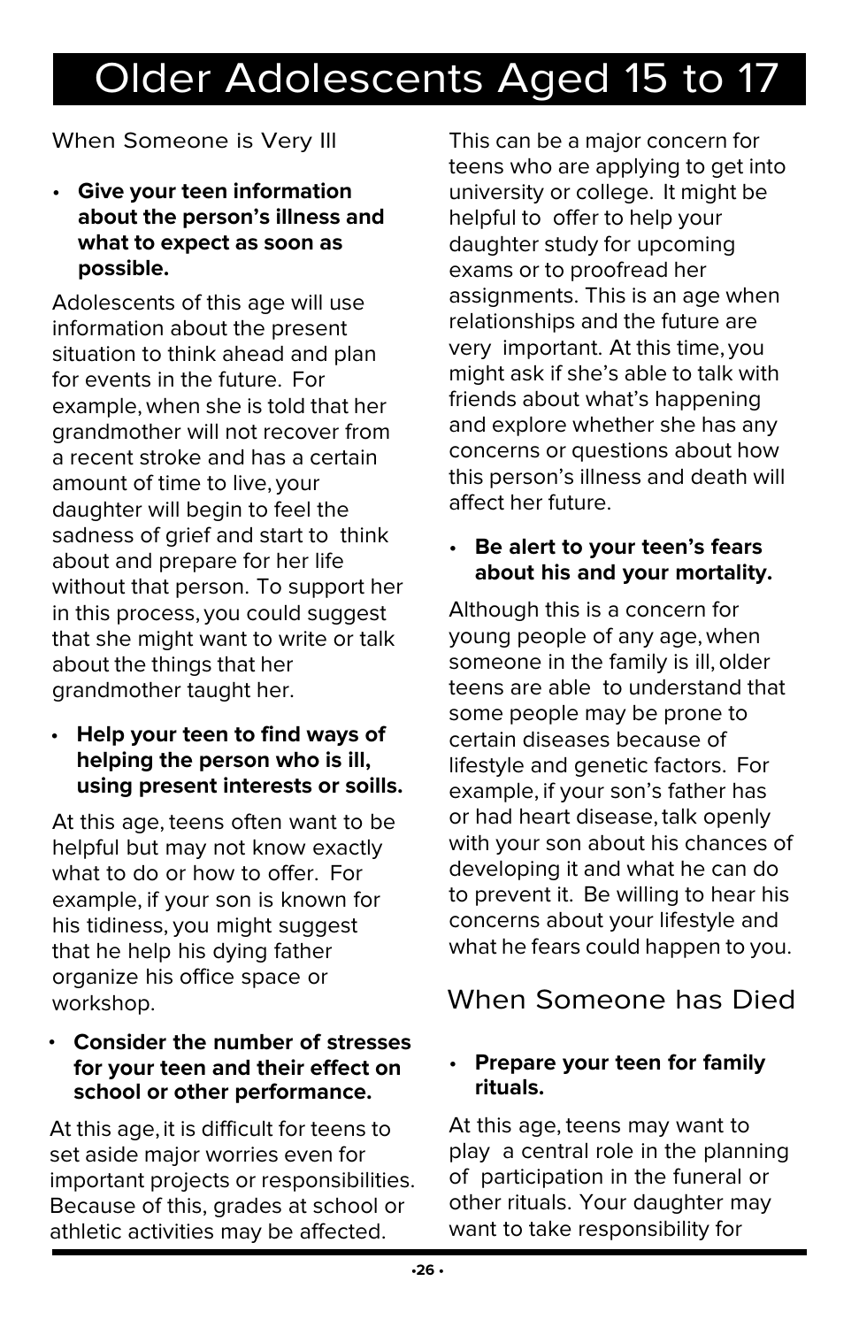# Older Adolescents Aged 15 to 17

## When Someone is Very Ill

- **Give your teen information about the person's illness and what to expect as soon as possible.**

Adolescents of this age will use information about the present situation to think ahead and plan for events in the future. For example, when she is told that her grandmother will not recover from a recent stroke and has a certain amount of time to live, your daughter will begin to feel the sadness of grief and start to think about and prepare for her life without that person. To support her in this process, you could suggest that she might want to write or talk about the things that her grandmother taught her.

- **Help your teen to find ways of helping the person who is ill, using present interests or soills.**

At this age, teens often want to be helpful but may not know exactly what to do or how to offer. For example, if your son is known for his tidiness, you might suggest that he help his dying father organize his office space or workshop.

- **Consider the number of stresses for your teen and their effect on school or other performance.**

At this age, it is difficult for teens to set aside major worries even for important projects or responsibilities. Because of this, grades at school or athletic activities may be affected. This can be a major concern for teens who are applying to get into university or college. It might be helpful to offer to help your daughter study for upcoming exams or to proofread her assignments. This is an age when relationships and the future are very important. At this time, you might ask if she's able to talk with friends about what's happening and explore whether she has any concerns or questions about how this person's illness and death will affect her future.

- **Be alert to your teen's fears about his and your mortality.**

Although this is a concern for young people of any age, when someone in the family is ill, older teens are able to understand that some people may be prone to certain diseases because of lifestyle and genetic factors. For example, if your son's father has or had heart disease, talk openly with your son about his chances of developing it and what he can do to prevent it. Be willing to hear his concerns about your lifestyle and what he fears could happen to you.

## When Someone has Died

- **Prepare your teen for family rituals.**

At this age, teens may want to play a central role in the planning of participation in the funeral or other rituals. Your daughter may want to take responsibility for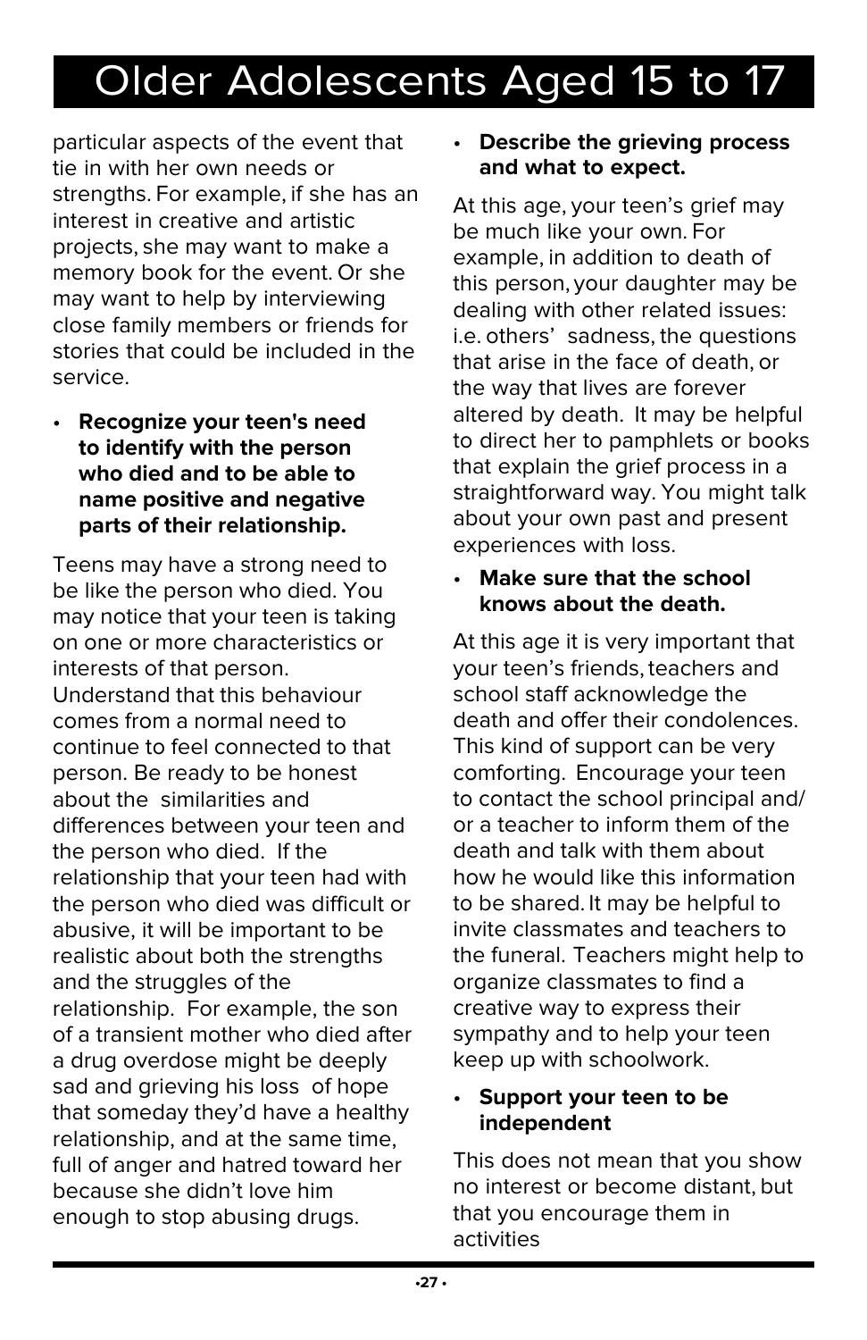# Older Adolescents Aged 15 to 17

particular aspects of the event that tie in with her own needs or strengths. For example, if she has an interest in creative and artistic projects, she may want to make a memory book for the event. Or she may want to help by interviewing close family members or friends for stories that could be included in the service.

- **Recognize your teen's need to identify with the person who died and to be able to name positive and negative parts of their relationship.**

Teens may have a strong need to be like the person who died. You may notice that your teen is taking on one or more characteristics or interests of that person. Understand that this behaviour comes from a normal need to continue to feel connected to that person. Be ready to be honest about the similarities and differences between your teen and the person who died. If the relationship that your teen had with the person who died was difficult or abusive, it will be important to be realistic about both the strengths and the struggles of the relationship. For example, the son of a transient mother who died after a drug overdose might be deeply sad and grieving his loss of hope that someday they'd have a healthy relationship, and at the same time, full of anger and hatred toward her because she didn't love him enough to stop abusing drugs.

- **Describe the grieving process and what to expect.**

At this age, your teen's grief may be much like your own. For example, in addition to death of this person, your daughter may be dealing with other related issues: i.e. others' sadness, the questions that arise in the face of death, or the way that lives are forever altered by death. It may be helpful to direct her to pamphlets or books that explain the grief process in a straightforward way. You might talk about your own past and present experiences with loss.

- **Make sure that the school knows about the death.**

At this age it is very important that your teen's friends, teachers and school staff acknowledge the death and offer their condolences. This kind of support can be very comforting. Encourage your teen to contact the school principal and/or a teacher to inform them of the death and talk with them about how he would like this information to be shared. It may be helpful to invite classmates and teachers to the funeral. Teachers might help to organize classmates to find a creative way to express their sympathy and to help your teen keep up with schoolwork.

- **Support your teen to be independent**

This does not mean that you show no interest or become distant, but that you encourage them in activities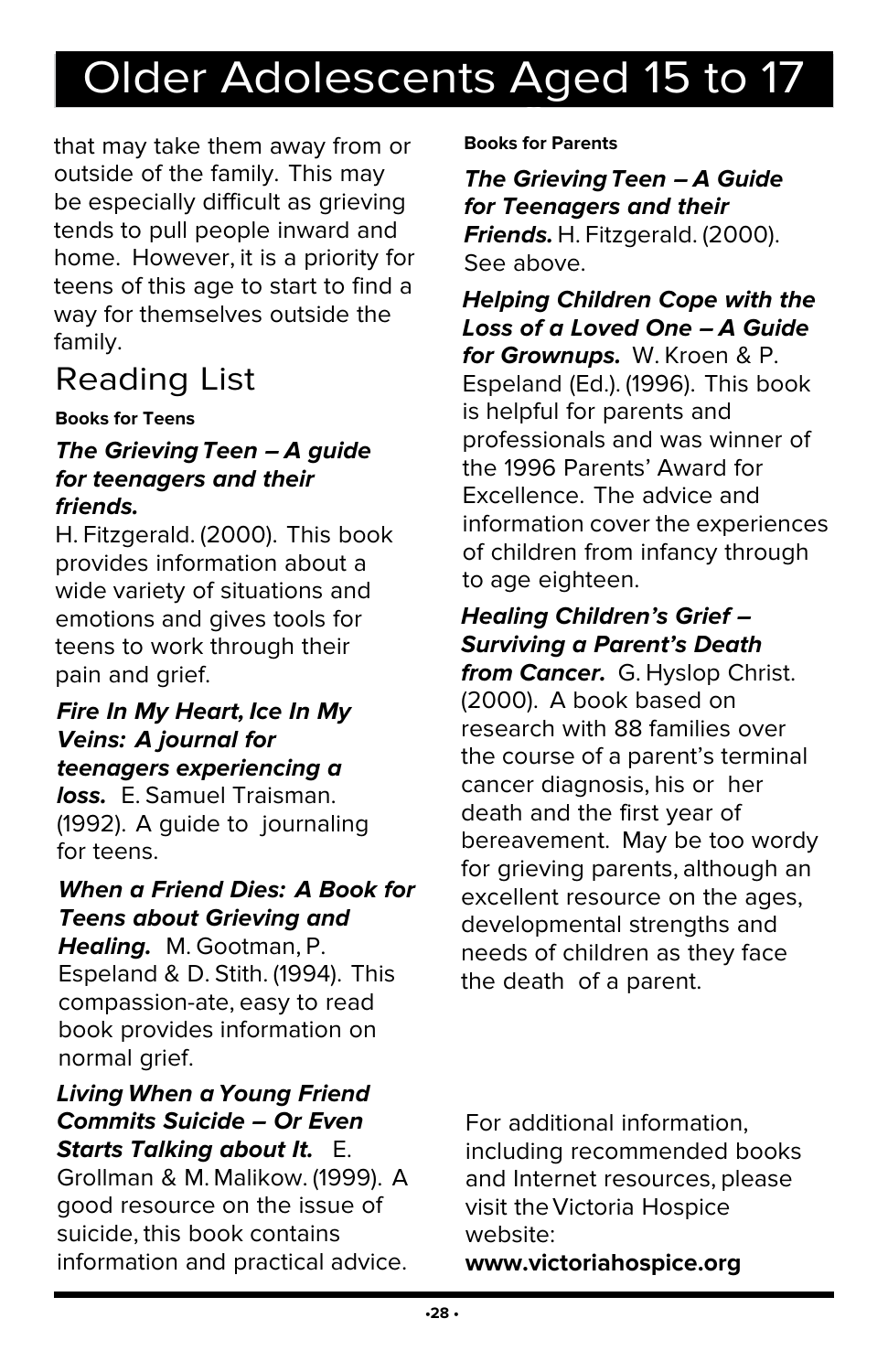# Older Adolescents Aged 15 to 17

that may take them away from or outside of the family. This may be especially difficult as grieving tends to pull people inward and home. However, it is a priority for teens of this age to start to find a way for themselves outside the family.

## Reading List

**Books for Teens**

***The Grieving Teen – A guide for teenagers and their friends.*** H. Fitzgerald. (2000). This book provides information about a wide variety of situations and emotions and gives tools for teens to work through their pain and grief.

***Fire In My Heart, Ice In My Veins: A journal for teenagers experiencing a loss.*** E. Samuel Traisman. (1992). A guide to journaling for teens.

***When a Friend Dies: A Book for Teens about Grieving and Healing.*** M. Gootman, P. Espeland & D. Stith. (1994). This compassion-ate, easy to read book provides information on normal grief.

***Living When a Young Friend Commits Suicide – Or Even Starts Talking about It.*** E. Grollman & M. Malikow. (1999). A good resource on the issue of suicide, this book contains information and practical advice.

**Books for Parents**

***The Grieving Teen – A Guide for Teenagers and their Friends.*** H. Fitzgerald. (2000). See above.

***Helping Children Cope with the Loss of a Loved One – A Guide for Grownups.*** W. Kroen & P. Espeland (Ed.). (1996). This book is helpful for parents and professionals and was winner of the 1996 Parents' Award for Excellence. The advice and information cover the experiences of children from infancy through to age eighteen.

***Healing Children's Grief – Surviving a Parent's Death from Cancer.*** G. Hyslop Christ. (2000). A book based on research with 88 families over the course of a parent's terminal cancer diagnosis, his or her death and the first year of bereavement. May be too wordy for grieving parents, although an excellent resource on the ages, developmental strengths and needs of children as they face the death of a parent.

For additional information, including recommended books and Internet resources, please visit the Victoria Hospice website:
**www.victoriahospice.org**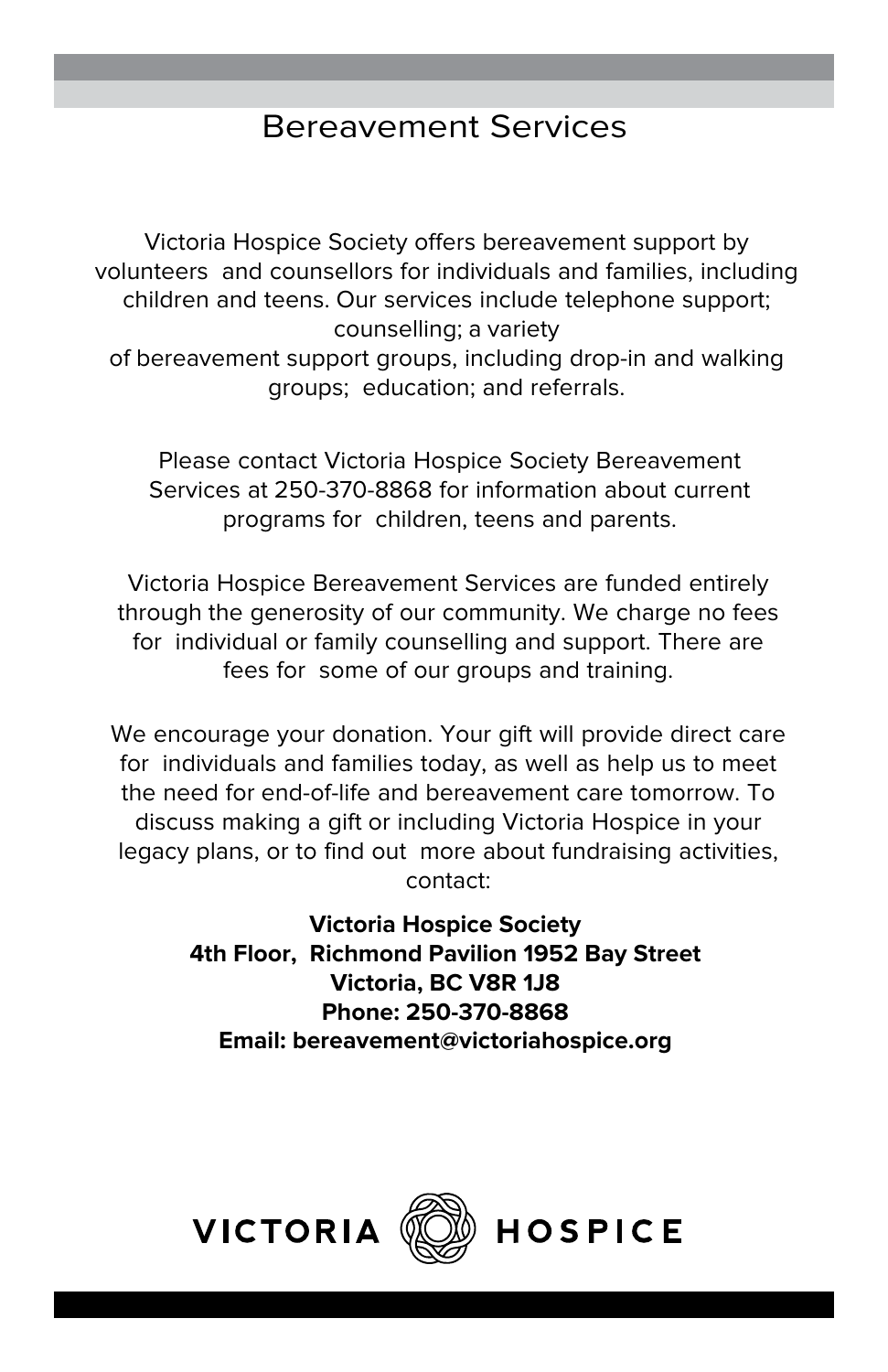# Bereavement Services

Victoria Hospice Society offers bereavement support by volunteers and counsellors for individuals and families, including children and teens. Our services include telephone support; counselling; a variety of bereavement support groups, including drop-in and walking groups; education; and referrals.

Please contact Victoria Hospice Society Bereavement Services at 250-370-8868 for information about current programs for children, teens and parents.

Victoria Hospice Bereavement Services are funded entirely through the generosity of our community. We charge no fees for individual or family counselling and support. There are fees for some of our groups and training.

We encourage your donation. Your gift will provide direct care for individuals and families today, as well as help us to meet the need for end-of-life and bereavement care tomorrow. To discuss making a gift or including Victoria Hospice in your legacy plans, or to find out more about fundraising activities, contact:

**Victoria Hospice Society**
**4th Floor, Richmond Pavilion 1952 Bay Street**
**Victoria, BC V8R 1J8**
**Phone: 250-370-8868**
**Email: bereavement@victoriahospice.org**

VICTORIA HOSPICE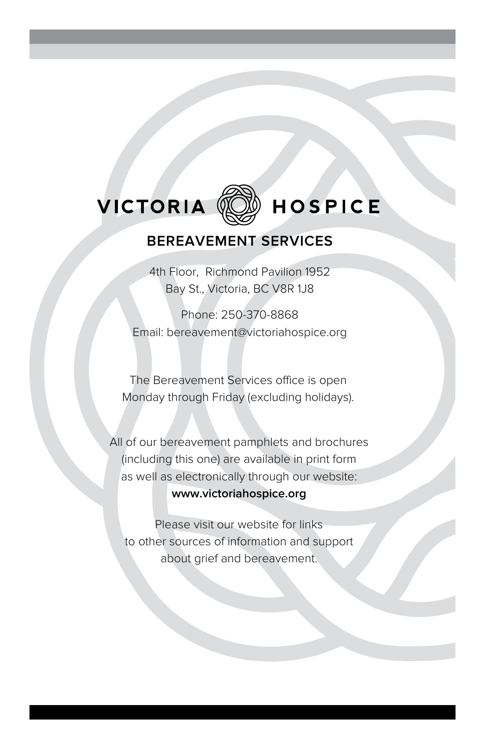# VICTORIA HOSPICE

## BEREAVEMENT SERVICES

4th Floor, Richmond Pavilion 1952
Bay St., Victoria, BC V8R 1J8

Phone: 250-370-8868
Email: bereavement@victoriahospice.org

The Bereavement Services office is open
Monday through Friday (excluding holidays).

All of our bereavement pamphlets and brochures
(including this one) are available in print form
as well as electronically through our website:
**www.victoriahospice.org**

Please visit our website for links
to other sources of information and support
about grief and bereavement.